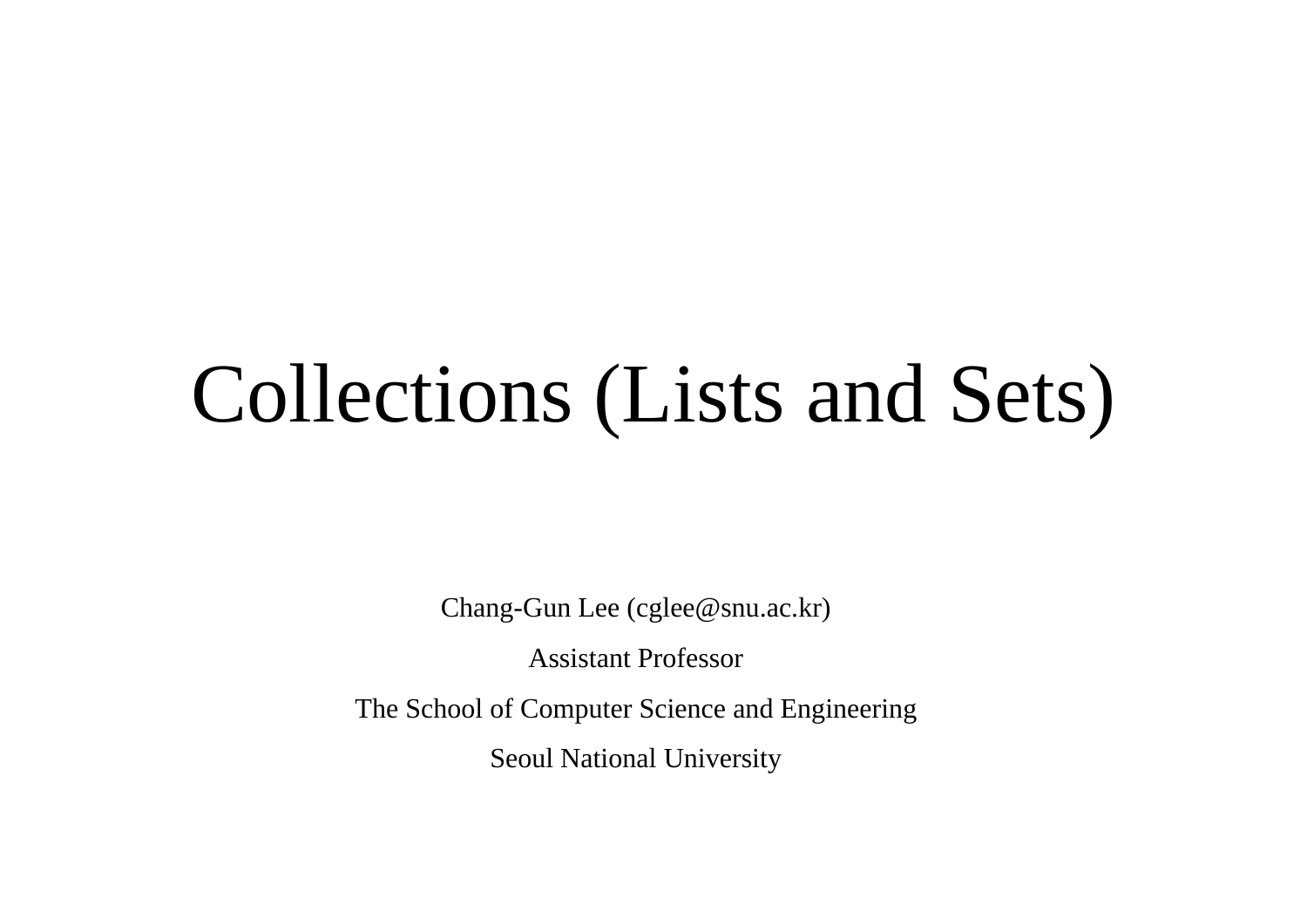# Collections (Lists and Sets)

Chang-Gun Lee (cglee@snu.ac.kr)

Assistant Professor

The School of Computer Science and Engineering

Seoul National University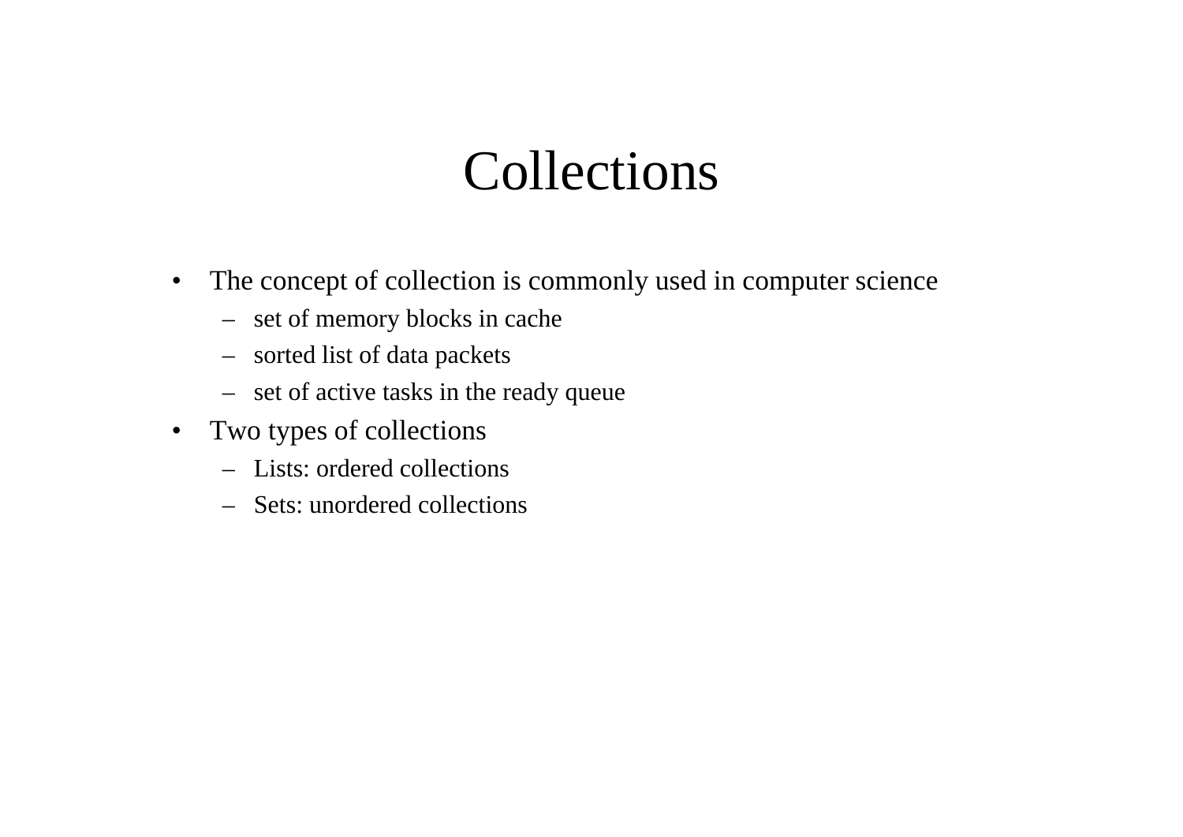# Collections

- The concept of collection is commonly used in computer science
  - set of memory blocks in cache
  - sorted list of data packets
  - set of active tasks in the ready queue
- Two types of collections
  - Lists: ordered collections
  - Sets: unordered collections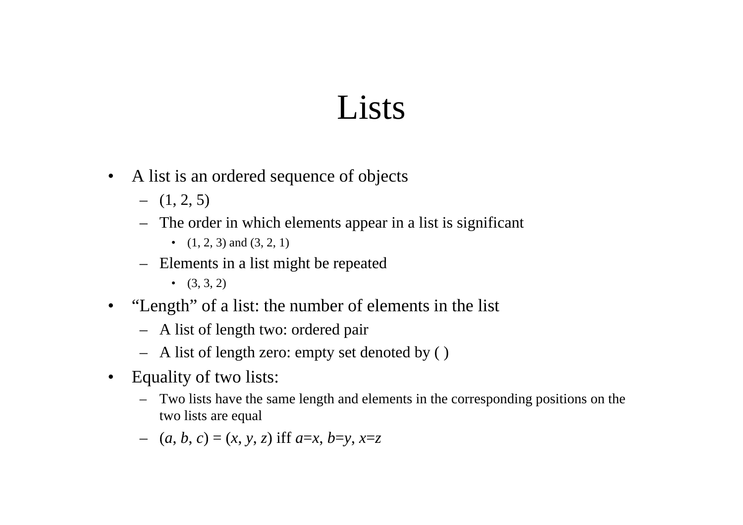# Lists

- A list is an ordered sequence of objects
  - (1, 2, 5)
  - The order in which elements appear in a list is significant
    - (1, 2, 3) and (3, 2, 1)
  - Elements in a list might be repeated
    - (3, 3, 2)
- "Length" of a list: the number of elements in the list
  - A list of length two: ordered pair
  - A list of length zero: empty set denoted by ( )
- Equality of two lists:
  - Two lists have the same length and elements in the corresponding positions on the two lists are equal
  - $(a, b, c) = (x, y, z)$ iff $a=x$, $b=y$, $x=z$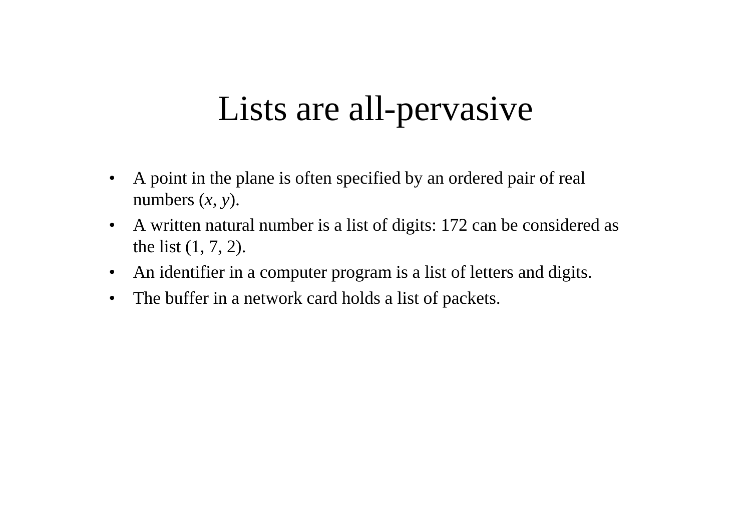# Lists are all-pervasive

- A point in the plane is often specified by an ordered pair of real numbers $(x, y)$.
- A written natural number is a list of digits: 172 can be considered as the list (1, 7, 2).
- An identifier in a computer program is a list of letters and digits.
- The buffer in a network card holds a list of packets.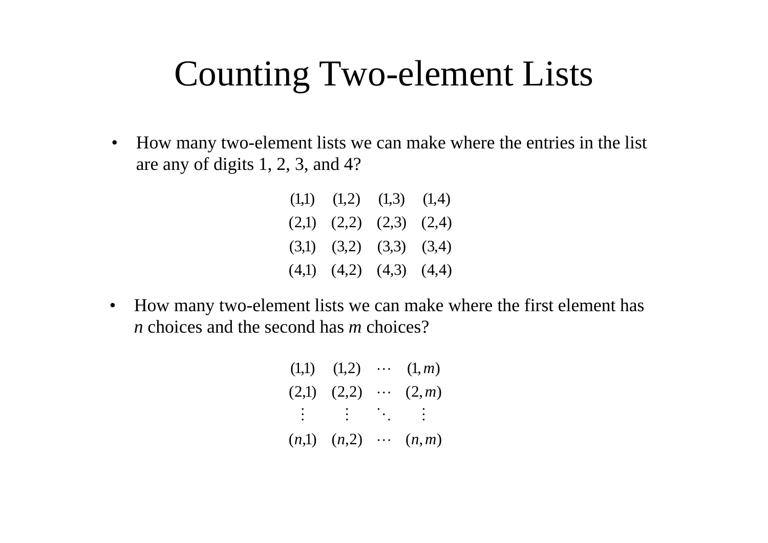# Counting Two-element Lists

- How many two-element lists we can make where the entries in the list are any of digits 1, 2, 3, and 4?

$$
\begin{array}{cccc}
(1,1) & (1,2) & (1,3) & (1,4) \\
(2,1) & (2,2) & (2,3) & (2,4) \\
(3,1) & (3,2) & (3,3) & (3,4) \\
(4,1) & (4,2) & (4,3) & (4,4)
\end{array}
$$

- How many two-element lists we can make where the first element has $n$ choices and the second has $m$ choices?

$$
\begin{array}{cccc}
(1,1) & (1,2) & \cdots & (1,m) \\
(2,1) & (2,2) & \cdots & (2,m) \\
\vdots & \vdots & \ddots & \vdots \\
(n,1) & (n,2) & \cdots & (n,m)
\end{array}
$$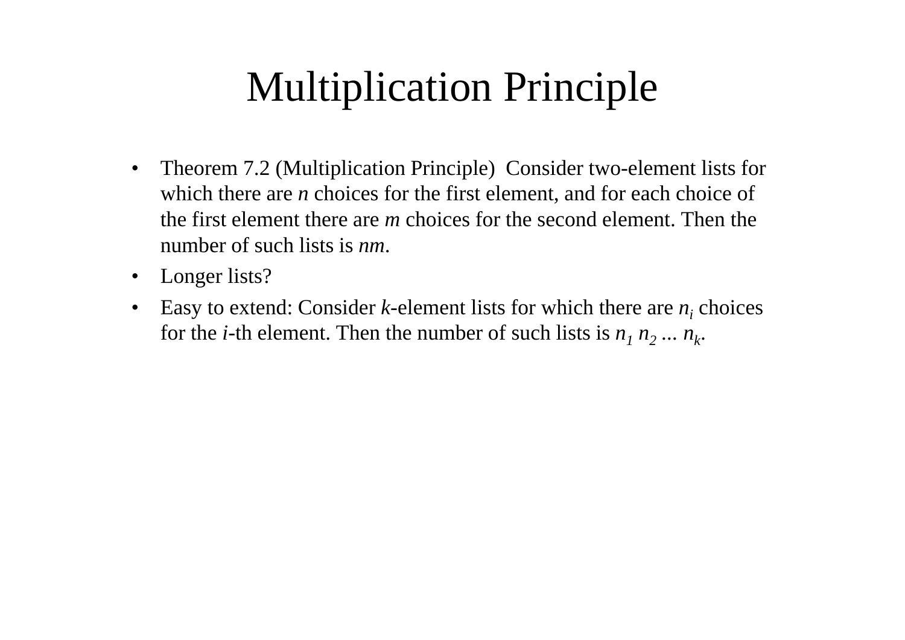# Multiplication Principle

- Theorem 7.2 (Multiplication Principle) Consider two-element lists for which there are $n$ choices for the first element, and for each choice of the first element there are $m$ choices for the second element. Then the number of such lists is $nm$.
- Longer lists?
- Easy to extend: Consider $k$-element lists for which there are $n_i$ choices for the $i$-th element. Then the number of such lists is $n_1 n_2 ... n_k$.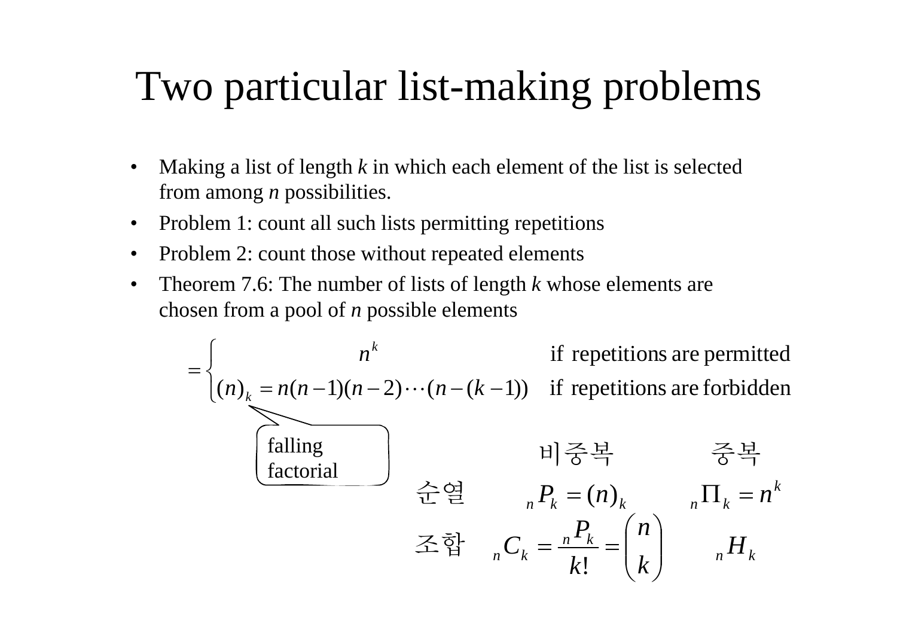# Two particular list-making problems

- Making a list of length *k* in which each element of the list is selected from among *n* possibilities.
- Problem 1: count all such lists permitting repetitions
- Problem 2: count those without repeated elements
- Theorem 7.6: The number of lists of length *k* whose elements are chosen from a pool of *n* possible elements

$$= \begin{cases} n^k & \text{if repetitions are permitted} \\ (n)_k = n(n-1)(n-2)\cdots(n-(k-1)) & \text{if repetitions are forbidden} \end{cases}$$

falling factorial

|  | 비중복 | 중복 |
| --- | --- | --- |
| 순열 | ${}_nP_k = (n)_k$ | ${}_n\Pi_k = n^k$ |
| 조합 | ${}_nC_k = \frac{{}_nP_k}{k!} = \binom{n}{k}$ | ${}_nH_k$ |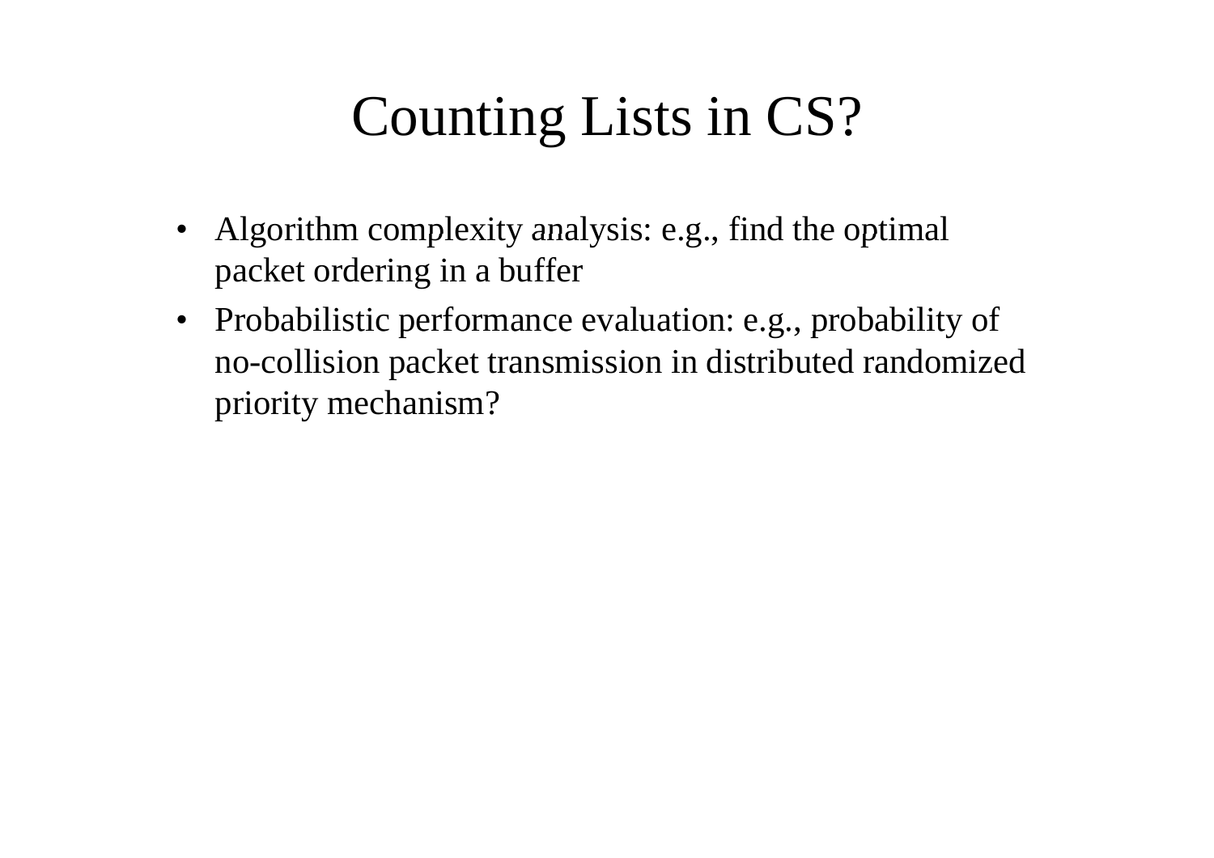# Counting Lists in CS?

- Algorithm complexity analysis: e.g., find the optimal packet ordering in a buffer
- Probabilistic performance evaluation: e.g., probability of no-collision packet transmission in distributed randomized priority mechanism?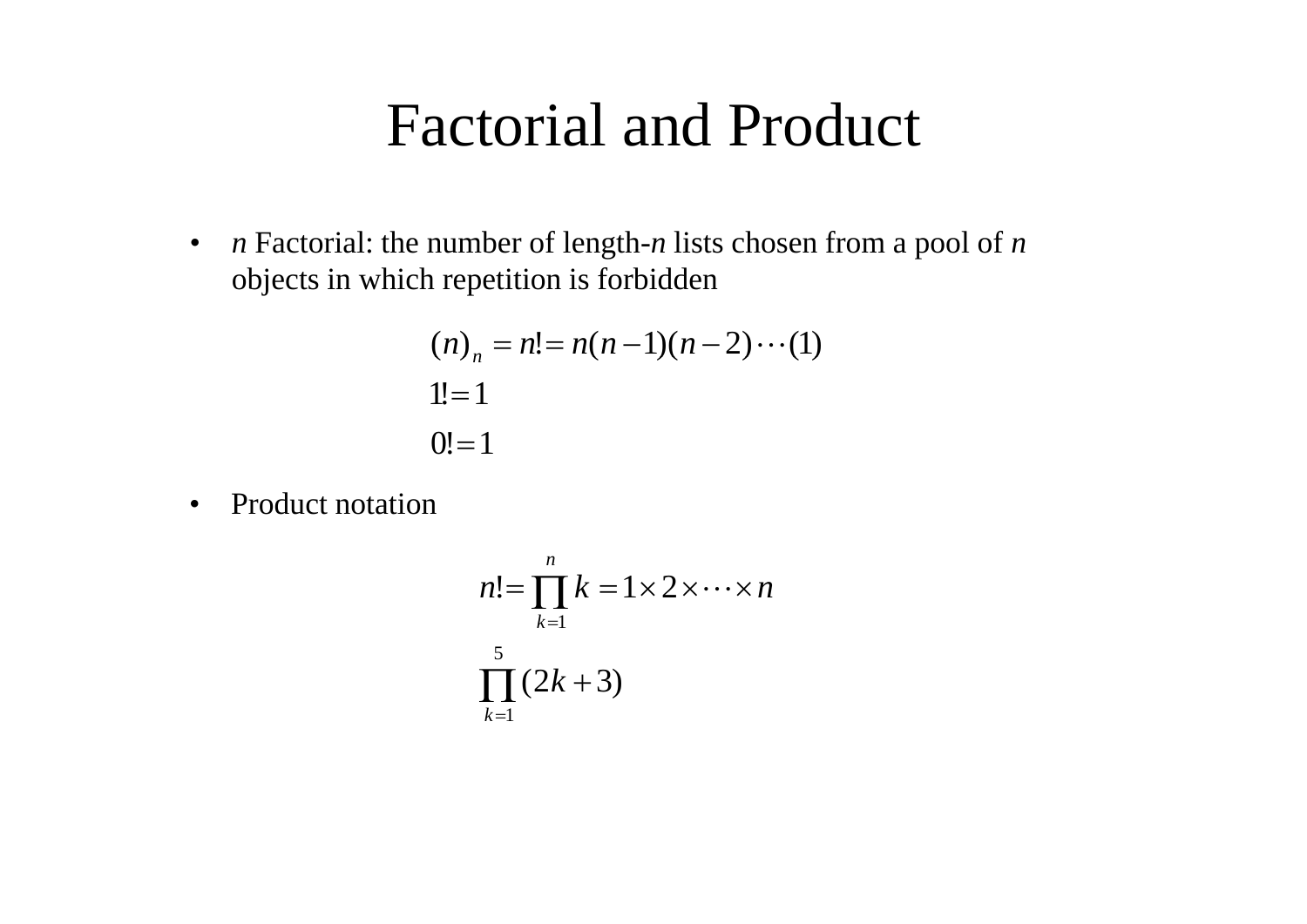# Factorial and Product

- *n* Factorial: the number of length-*n* lists chosen from a pool of *n* objects in which repetition is forbidden

$$(n)_n = n! = n(n-1)(n-2)\cdots(1)$$

$$1! = 1$$

$$0! = 1$$

- Product notation

$$n! = \prod_{k=1}^{n} k = 1 \times 2 \times \cdots \times n$$

$$\prod_{k=1}^{5} (2k+3)$$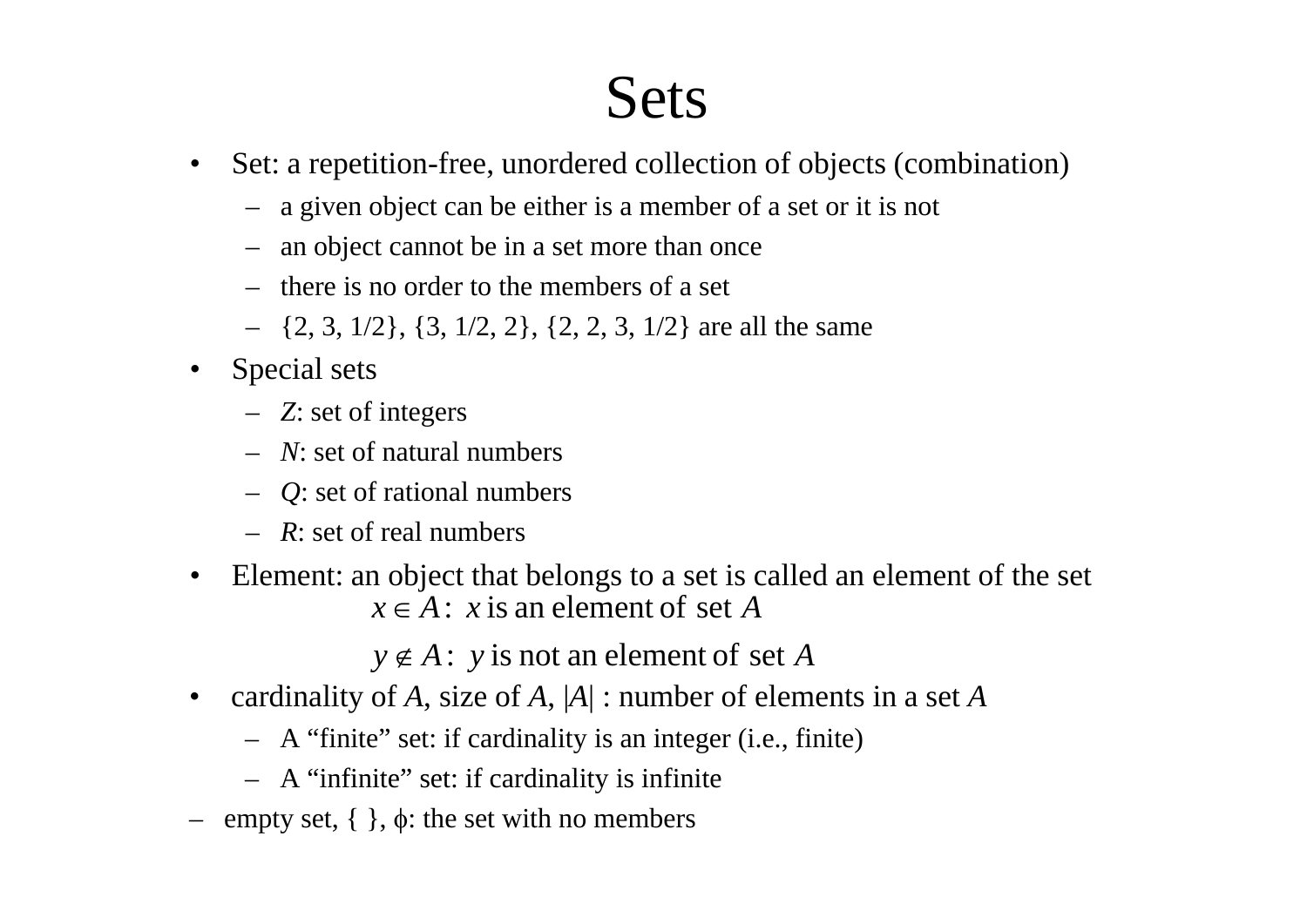# Sets

- Set: a repetition-free, unordered collection of objects (combination)
  - a given object can be either is a member of a set or it is not
  - an object cannot be in a set more than once
  - there is no order to the members of a set
  - {2, 3, 1/2}, {3, 1/2, 2}, {2, 2, 3, 1/2} are all the same
- Special sets
  - *Z*: set of integers
  - *N*: set of natural numbers
  - *Q*: set of rational numbers
  - *R*: set of real numbers
- Element: an object that belongs to a set is called an element of the set

$$x \in A: \ x \text{ is an element of set } A$$

$$y \notin A: \ y \text{ is not an element of set } A$$

- cardinality of *A*, size of *A*, |*A*| : number of elements in a set *A*
  - A "finite" set: if cardinality is an integer (i.e., finite)
  - A "infinite" set: if cardinality is infinite

– empty set, { }, $\phi$: the set with no members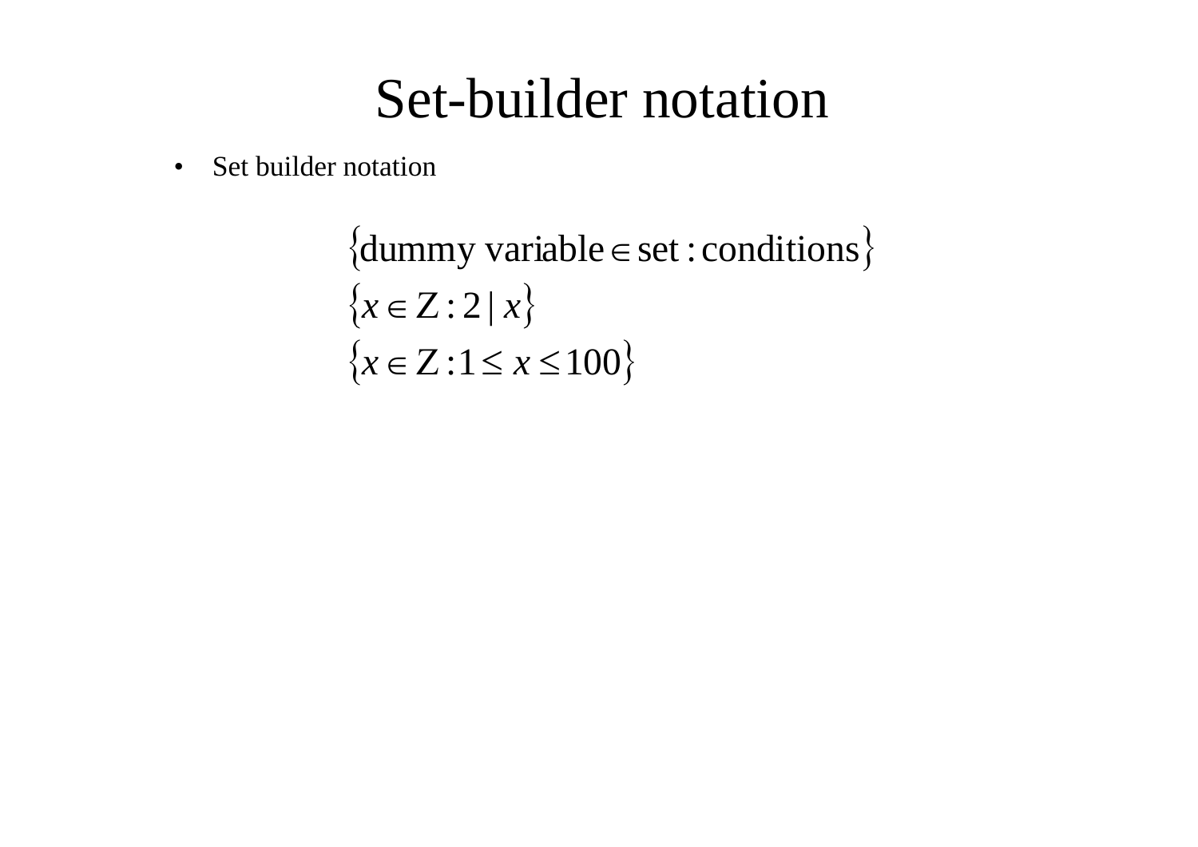# Set-builder notation

- Set builder notation

$$\{\text{dummy variable} \in \text{set} : \text{conditions}\}$$

$$\{x \in \mathrm{Z} : 2 \mid x\}$$

$$\{x \in \mathrm{Z} : 1 \leq x \leq 100\}$$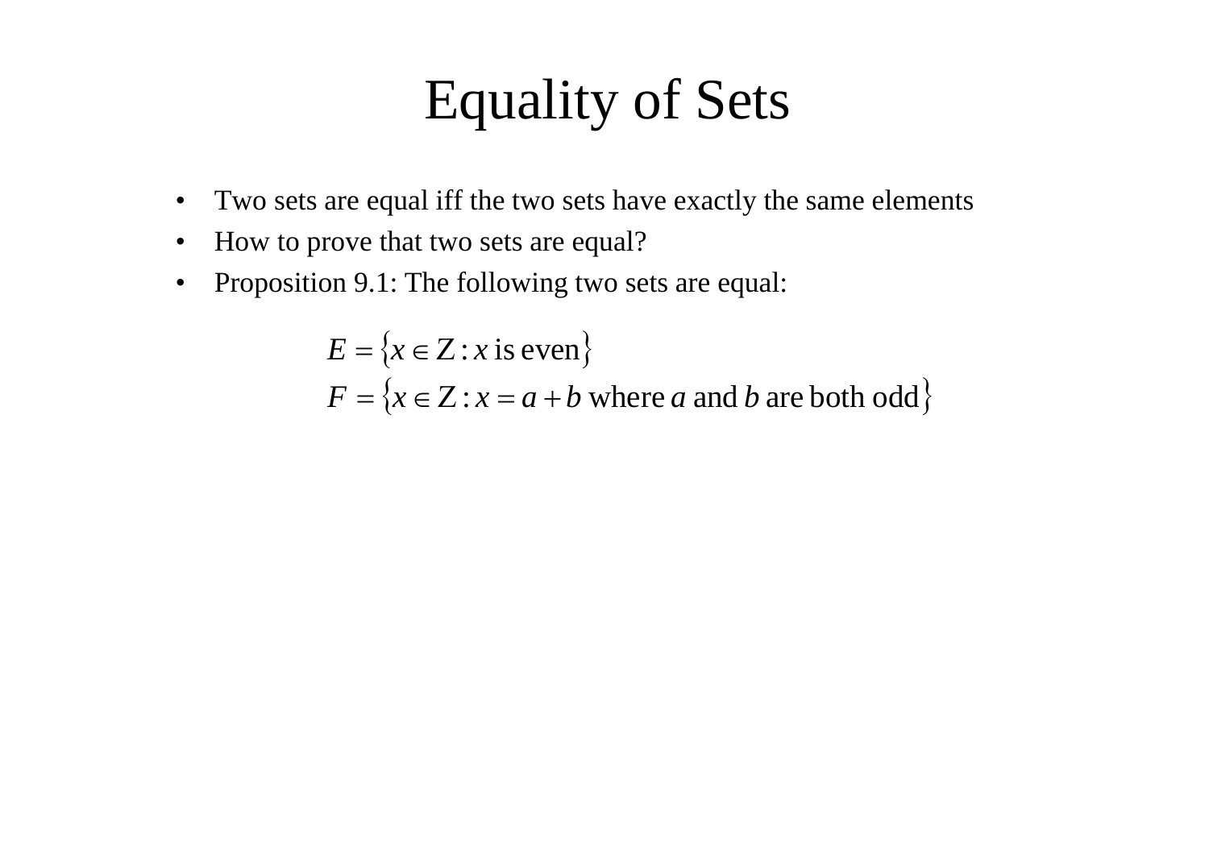# Equality of Sets

- Two sets are equal iff the two sets have exactly the same elements
- How to prove that two sets are equal?
- Proposition 9.1: The following two sets are equal:

$$E = \{x \in Z : x \text{ is even}\}$$
$$F = \{x \in Z : x = a + b \text{ where } a \text{ and } b \text{ are both odd}\}$$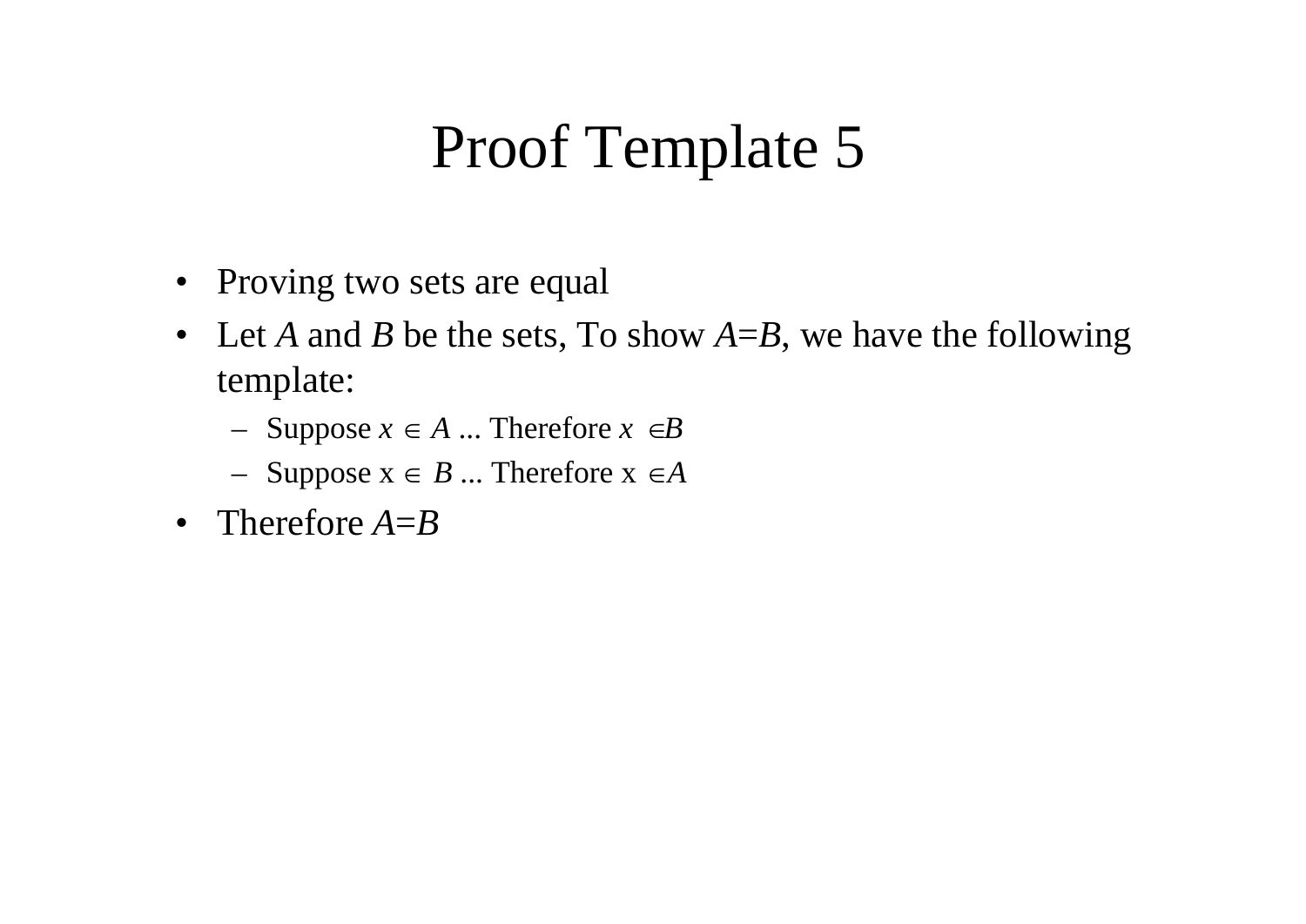# Proof Template 5

- Proving two sets are equal
- Let $A$ and $B$ be the sets, To show $A=B$, we have the following template:
  - Suppose $x \in A$ ... Therefore $x \in B$
  - Suppose $x \in B$ ... Therefore $x \in A$
- Therefore $A=B$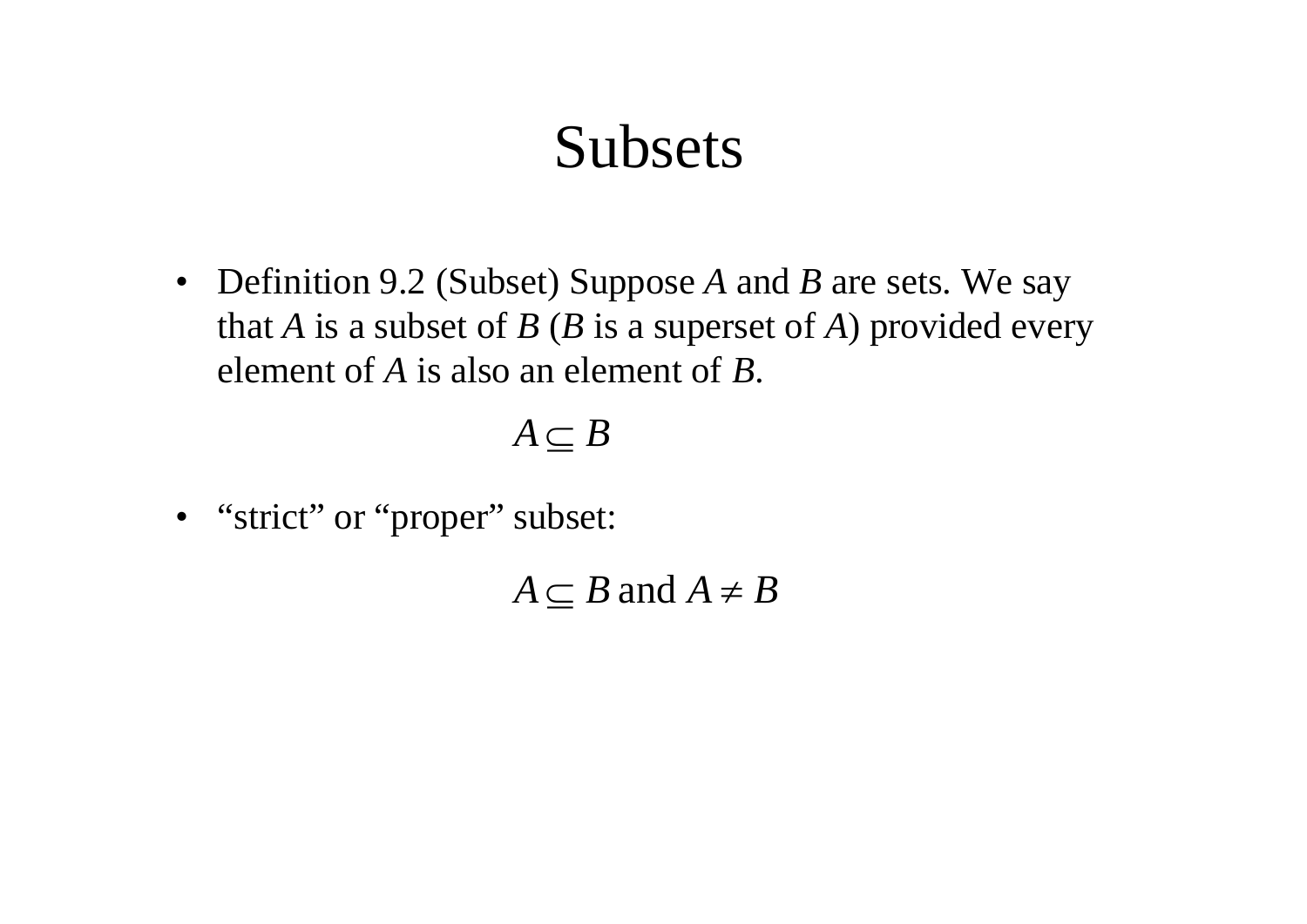# Subsets

- Definition 9.2 (Subset) Suppose $A$ and $B$ are sets. We say that $A$ is a subset of $B$ ($B$ is a superset of $A$) provided every element of $A$ is also an element of $B$.

$$A \subseteq B$$

- "strict" or "proper" subset:

$$A \subseteq B \text{ and } A \neq B$$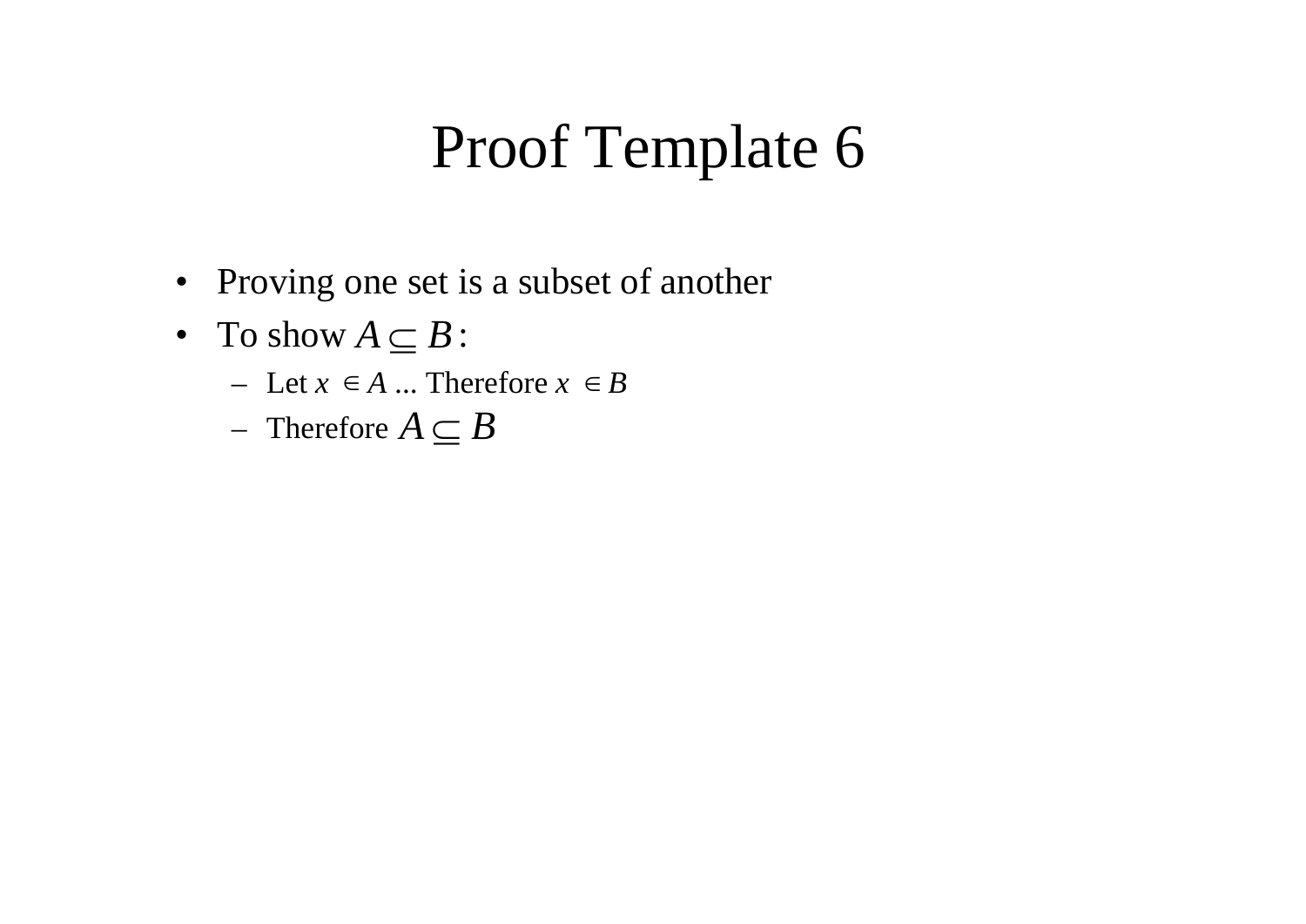# Proof Template 6

- Proving one set is a subset of another
- To show $A \subseteq B$:
  - Let $x \in A$ ... Therefore $x \in B$
  - Therefore $A \subseteq B$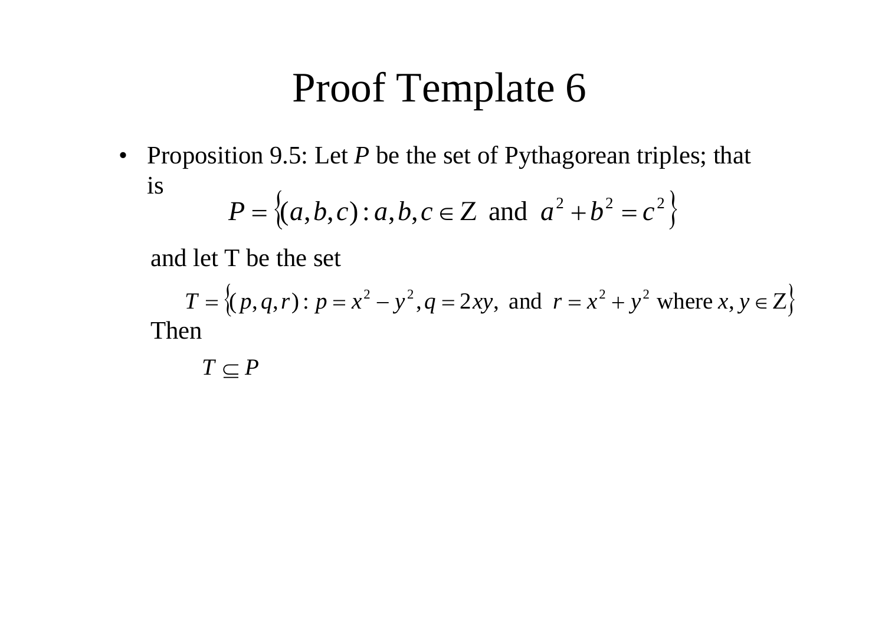# Proof Template 6

- Proposition 9.5: Let $P$ be the set of Pythagorean triples; that is

$$P = \{(a,b,c) : a,b,c \in \mathbb{Z} \text{ and } a^2 + b^2 = c^2\}$$

and let T be the set

$$T = \{(p,q,r) : p = x^2 - y^2, q = 2xy, \text{ and } r = x^2 + y^2 \text{ where } x, y \in \mathbb{Z}\}$$

Then

$$T \subseteq P$$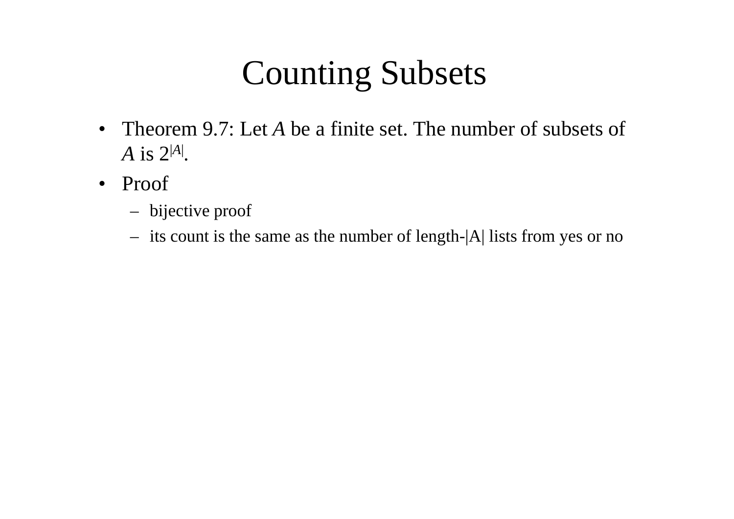# Counting Subsets

- Theorem 9.7: Let *A* be a finite set. The number of subsets of *A* is $2^{|A|}$.
- Proof
  - bijective proof
  - its count is the same as the number of length-|A| lists from yes or no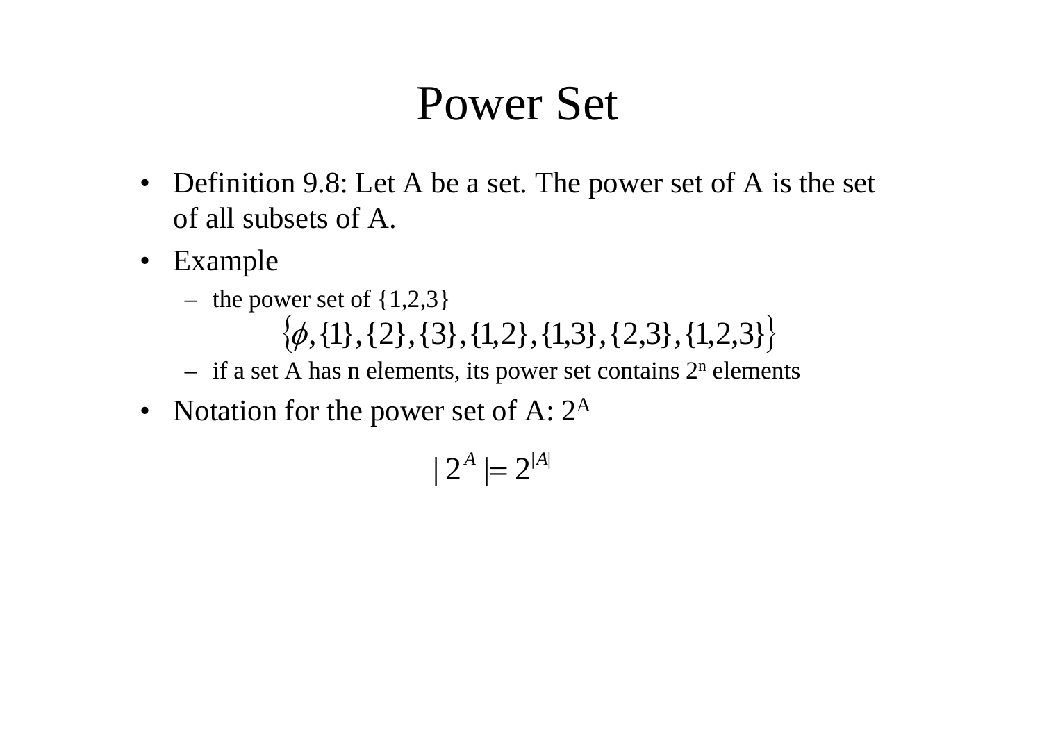# Power Set

- Definition 9.8: Let A be a set. The power set of A is the set of all subsets of A.
- Example
  - the power set of {1,2,3}

    $$\left\{\phi, \{1\}, \{2\}, \{3\}, \{1,2\}, \{1,3\}, \{2,3\}, \{1,2,3\}\right\}$$

  - if a set A has n elements, its power set contains $2^n$ elements
- Notation for the power set of A: $2^A$

$$|2^A| = 2^{|A|}$$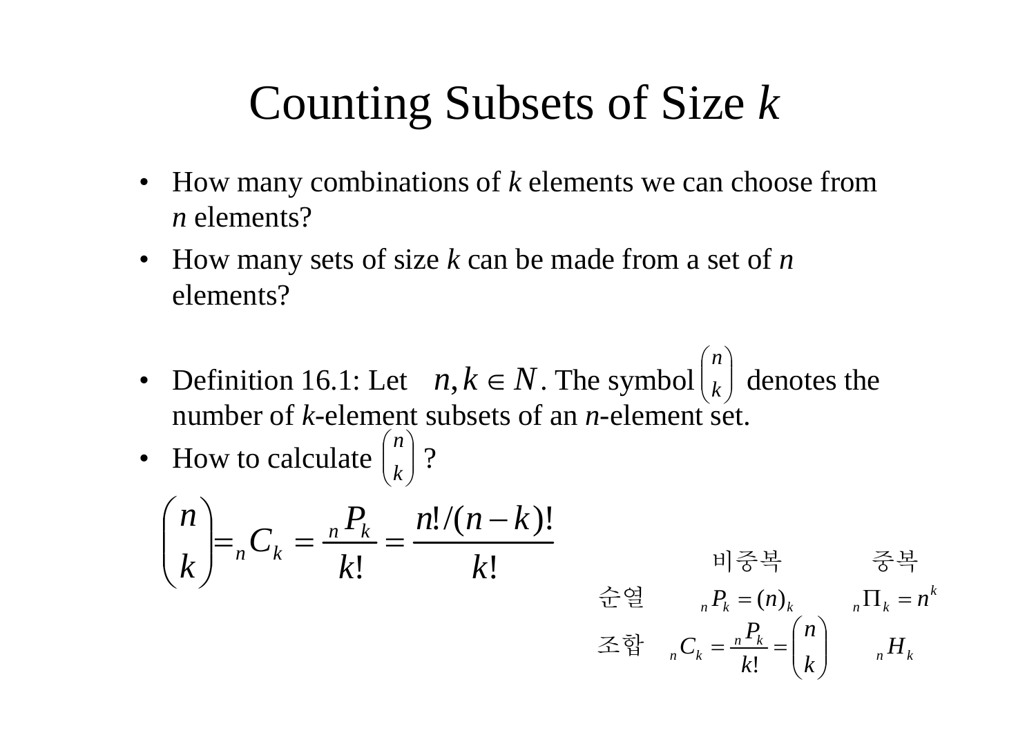# Counting Subsets of Size *k*

- How many combinations of *k* elements we can choose from *n* elements?
- How many sets of size *k* can be made from a set of *n* elements?

- Definition 16.1: Let $n, k \in N$. The symbol $\binom{n}{k}$ denotes the number of *k*-element subsets of an *n*-element set.
- How to calculate $\binom{n}{k}$ ?

$$\binom{n}{k} = {}_nC_k = \frac{{}_nP_k}{k!} = \frac{n!/(n-k)!}{k!}$$

| | 비중복 | 중복 |
| --- | --- | --- |
| 순열 | ${}_nP_k = (n)_k$ | ${}_n\Pi_k = n^k$ |
| 조합 | ${}_nC_k = \frac{{}_nP_k}{k!} = \binom{n}{k}$ | ${}_nH_k$ |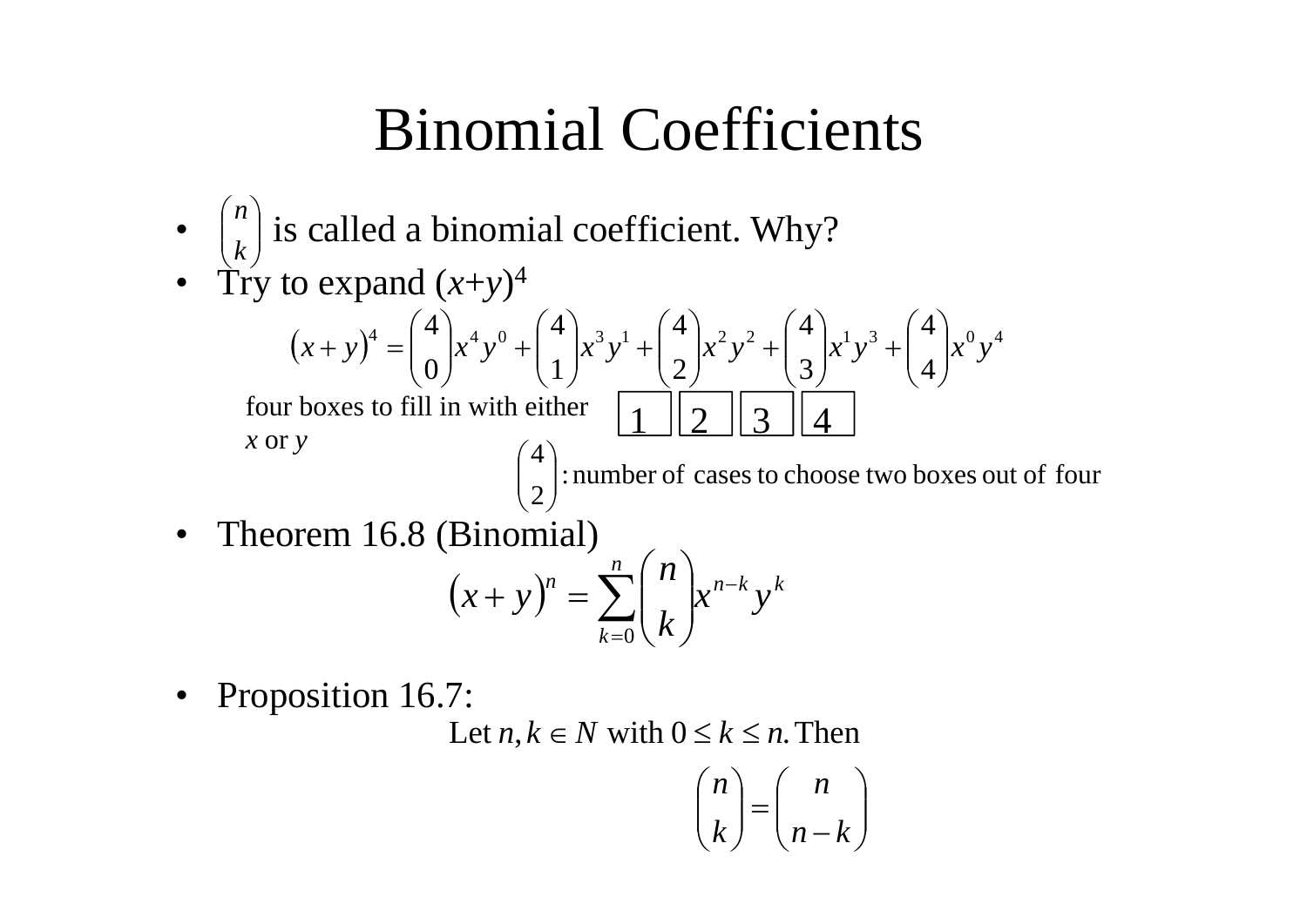# Binomial Coefficients

- $\binom{n}{k}$ is called a binomial coefficient. Why?
- Try to expand $(x+y)^4$

$$(x+y)^4 = \binom{4}{0}x^4y^0 + \binom{4}{1}x^3y^1 + \binom{4}{2}x^2y^2 + \binom{4}{3}x^1y^3 + \binom{4}{4}x^0y^4$$

four boxes to fill in with either *x* or *y*

| 1 | 2 | 3 | 4 |
|---|---|---|---|

$\binom{4}{2}$ : number of cases to choose two boxes out of four

- Theorem 16.8 (Binomial)

$$(x+y)^n = \sum_{k=0}^{n} \binom{n}{k} x^{n-k} y^k$$

- Proposition 16.7:

Let $n, k \in N$ with $0 \le k \le n$. Then

$$\binom{n}{k} = \binom{n}{n-k}$$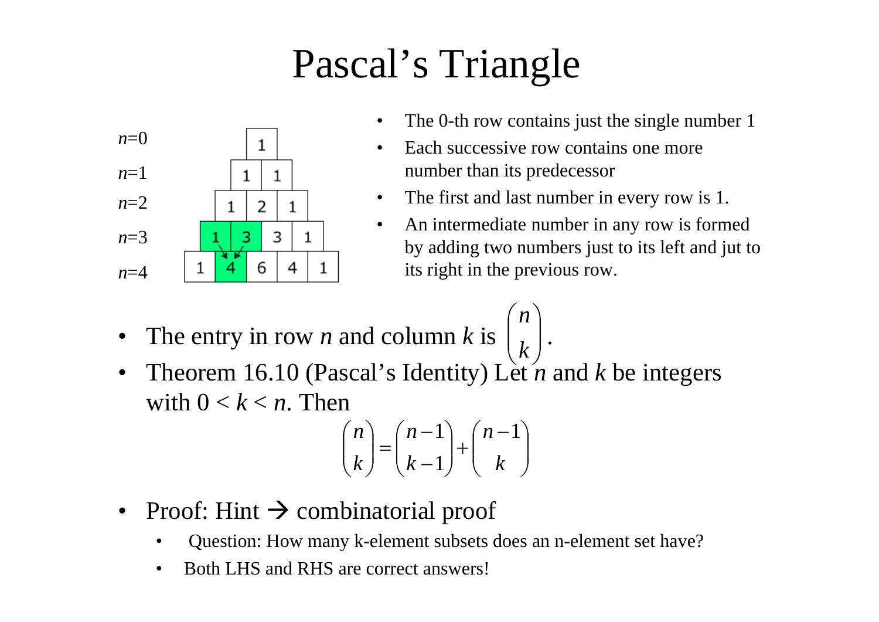# Pascal's Triangle

| | | | | | | | | | | |
|---|---|---|---|---|---|---|---|---|---|---|
| $n$=0 | | | | | 1 | | | | | |
| $n$=1 | | | | 1 | | 1 | | | | |
| $n$=2 | | | 1 | | 2 | | 1 | | | |
| $n$=3 | | 1 | | 3 | | 3 | | 1 | | |
| $n$=4 | 1 | | 4 | | 6 | | 4 | | 1 | |

- The 0-th row contains just the single number 1
- Each successive row contains one more number than its predecessor
- The first and last number in every row is 1.
- An intermediate number in any row is formed by adding two numbers just to its left and jut to its right in the previous row.

- The entry in row $n$ and column $k$ is $\binom{n}{k}$.
- Theorem 16.10 (Pascal's Identity) Let $n$ and $k$ be integers with $0 < k < n$. Then

$$\binom{n}{k} = \binom{n-1}{k-1} + \binom{n-1}{k}$$

- Proof: Hint → combinatorial proof
  - Question: How many k-element subsets does an n-element set have?
  - Both LHS and RHS are correct answers!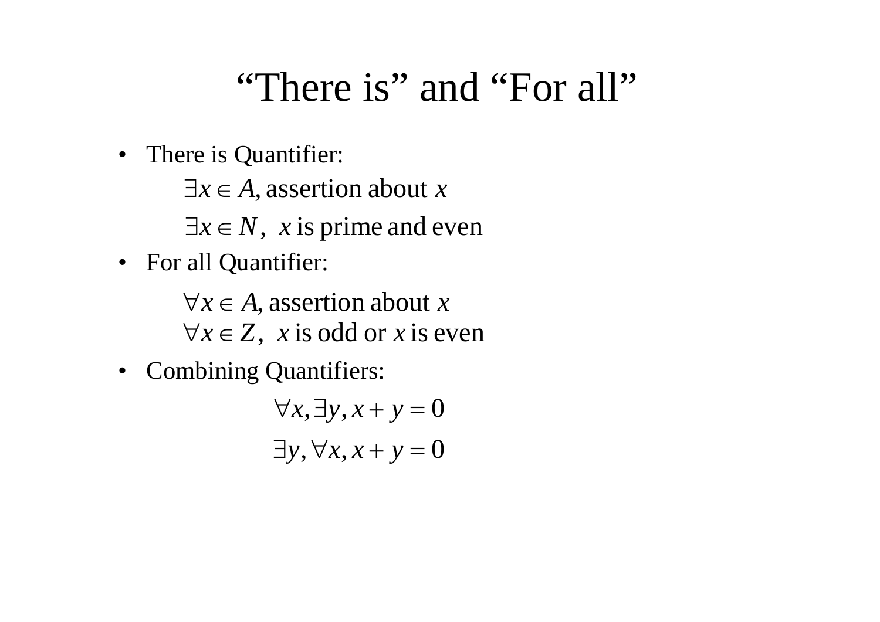# "There is" and "For all"

- There is Quantifier:

  $\exists x \in A,$ assertion about $x$

  $\exists x \in N,\; x$ is prime and even

- For all Quantifier:

  $\forall x \in A,$ assertion about $x$

  $\forall x \in Z,\; x$ is odd or $x$ is even

- Combining Quantifiers:

$$\forall x, \exists y, x + y = 0$$

$$\exists y, \forall x, x + y = 0$$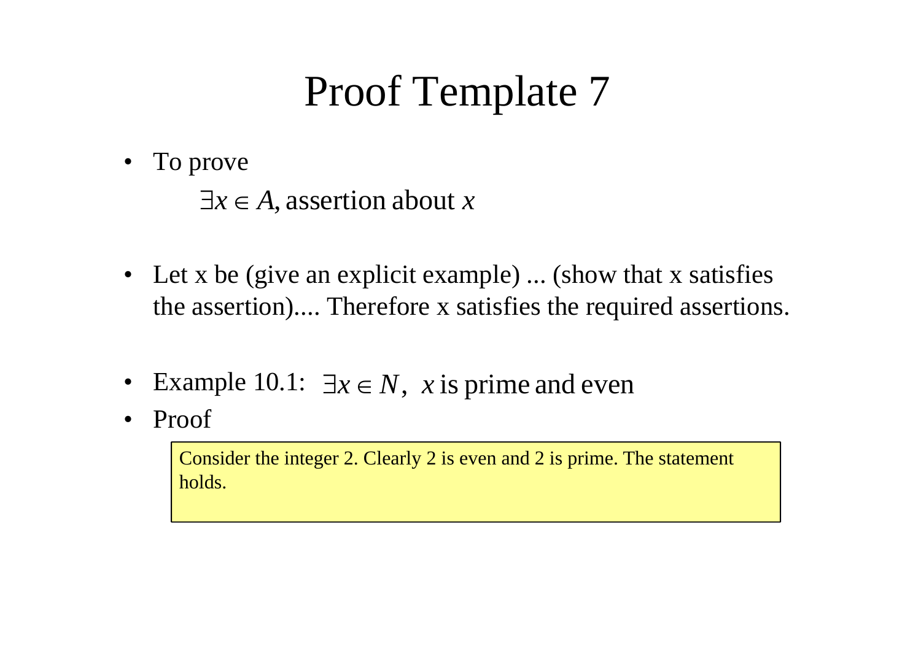# Proof Template 7

- To prove

  $\exists x \in A,$ assertion about $x$

- Let x be (give an explicit example) ... (show that x satisfies the assertion).... Therefore x satisfies the required assertions.

- Example 10.1: $\exists x \in N,\ x$ is prime and even
- Proof

> Consider the integer 2. Clearly 2 is even and 2 is prime. The statement holds.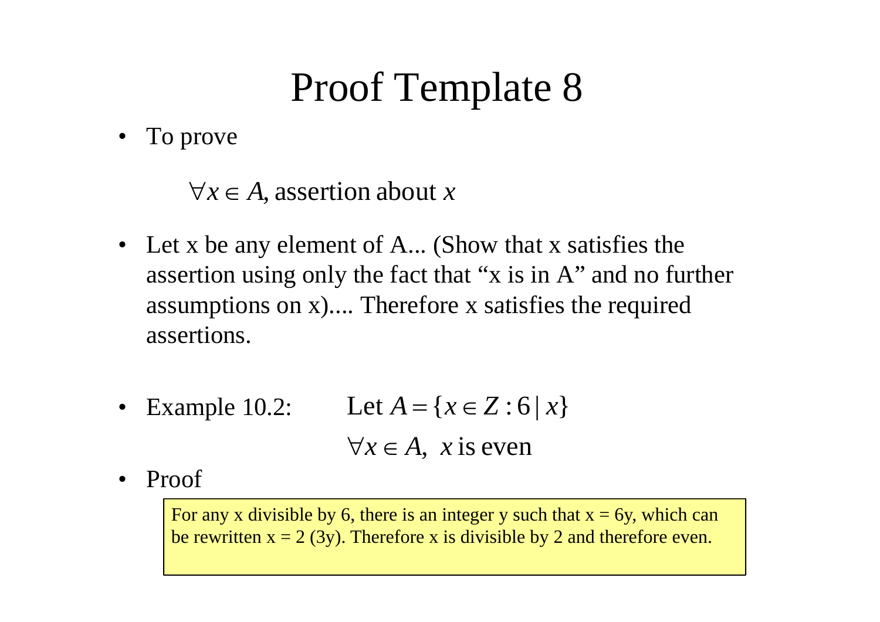# Proof Template 8

- To prove

$$\forall x \in A, \text{ assertion about } x$$

- Let x be any element of A... (Show that x satisfies the assertion using only the fact that "x is in A" and no further assumptions on x).... Therefore x satisfies the required assertions.

- Example 10.2: Let $A = \{x \in Z : 6 \mid x\}$

$$\forall x \in A, \ x \text{ is even}$$

- Proof

For any x divisible by 6, there is an integer y such that x = 6y, which can be rewritten x = 2 (3y). Therefore x is divisible by 2 and therefore even.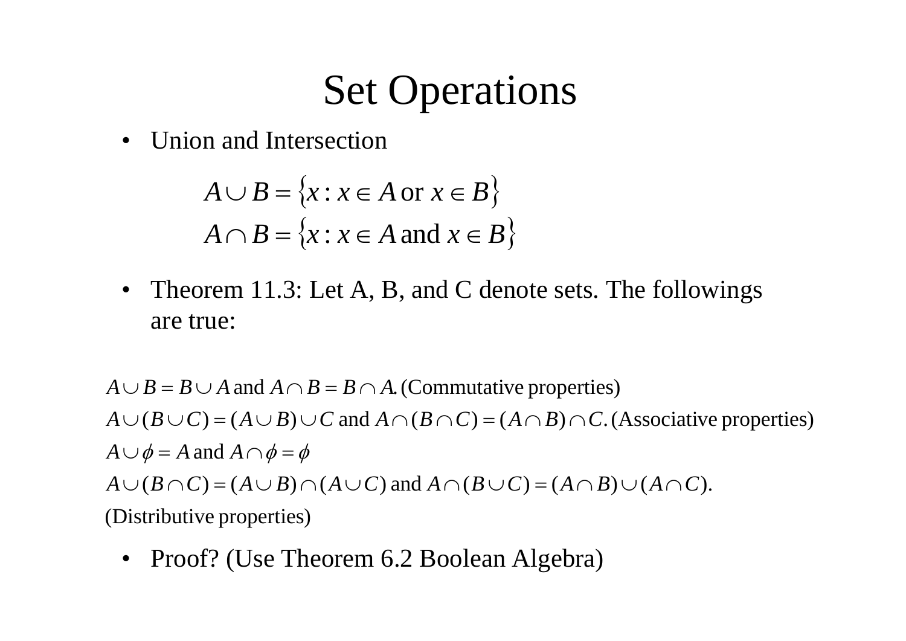# Set Operations

- Union and Intersection

$$A \cup B = \{x : x \in A \text{ or } x \in B\}$$
$$A \cap B = \{x : x \in A \text{ and } x \in B\}$$

- Theorem 11.3: Let A, B, and C denote sets. The followings are true:

$A \cup B = B \cup A$ and $A \cap B = B \cap A$. (Commutative properties)

$A \cup (B \cup C) = (A \cup B) \cup C$ and $A \cap (B \cap C) = (A \cap B) \cap C$. (Associative properties)

$A \cup \phi = A$ and $A \cap \phi = \phi$

$A \cup (B \cap C) = (A \cup B) \cap (A \cup C)$ and $A \cap (B \cup C) = (A \cap B) \cup (A \cap C)$.

(Distributive properties)

- Proof? (Use Theorem 6.2 Boolean Algebra)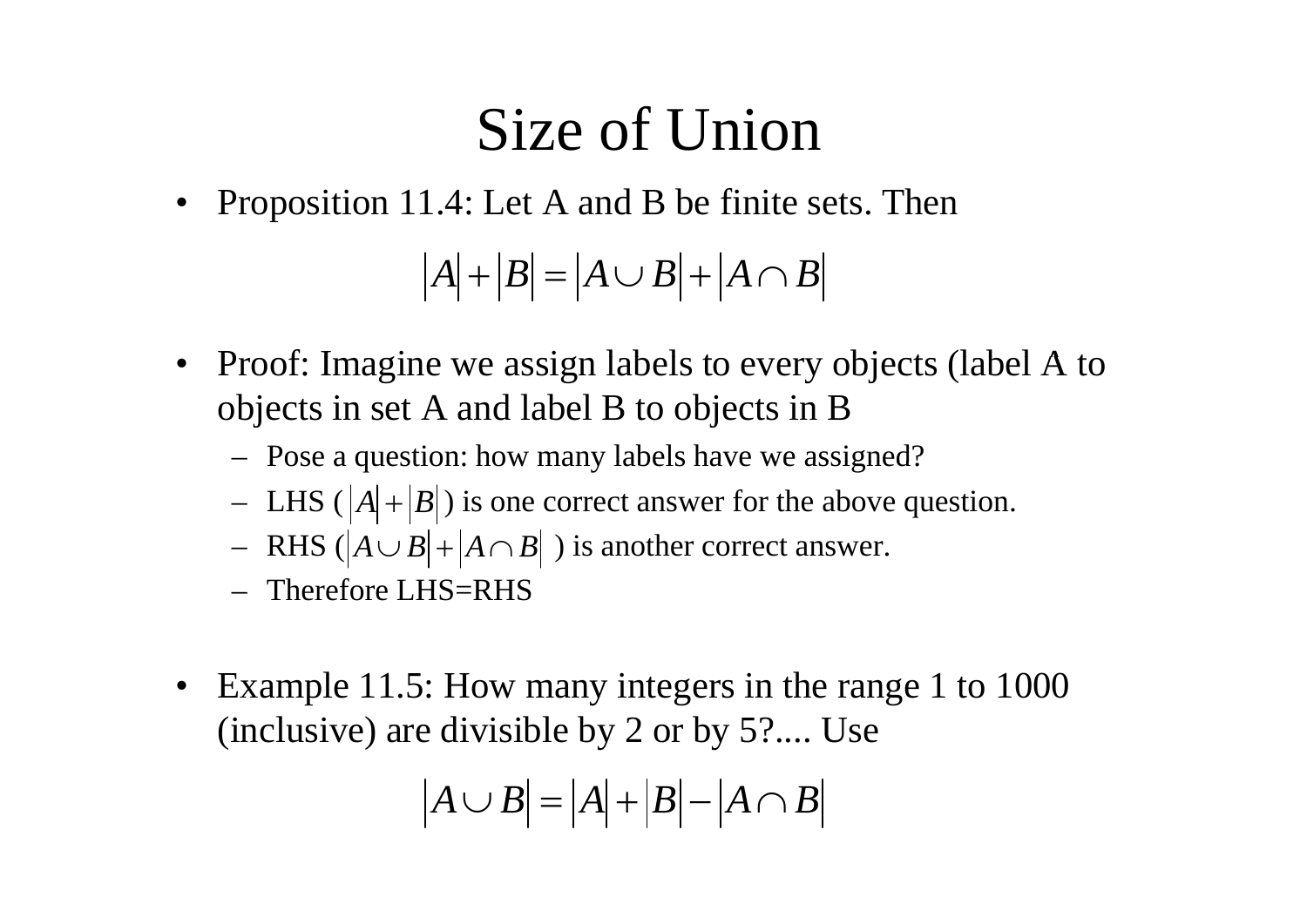# Size of Union

- Proposition 11.4: Let A and B be finite sets. Then

$$|A| + |B| = |A \cup B| + |A \cap B|$$

- Proof: Imagine we assign labels to every objects (label A to objects in set A and label B to objects in B
  - Pose a question: how many labels have we assigned?
  - LHS ( $|A| + |B|$ ) is one correct answer for the above question.
  - RHS ( $|A \cup B| + |A \cap B|$ ) is another correct answer.
  - Therefore LHS=RHS

- Example 11.5: How many integers in the range 1 to 1000 (inclusive) are divisible by 2 or by 5?.... Use

$$|A \cup B| = |A| + |B| - |A \cap B|$$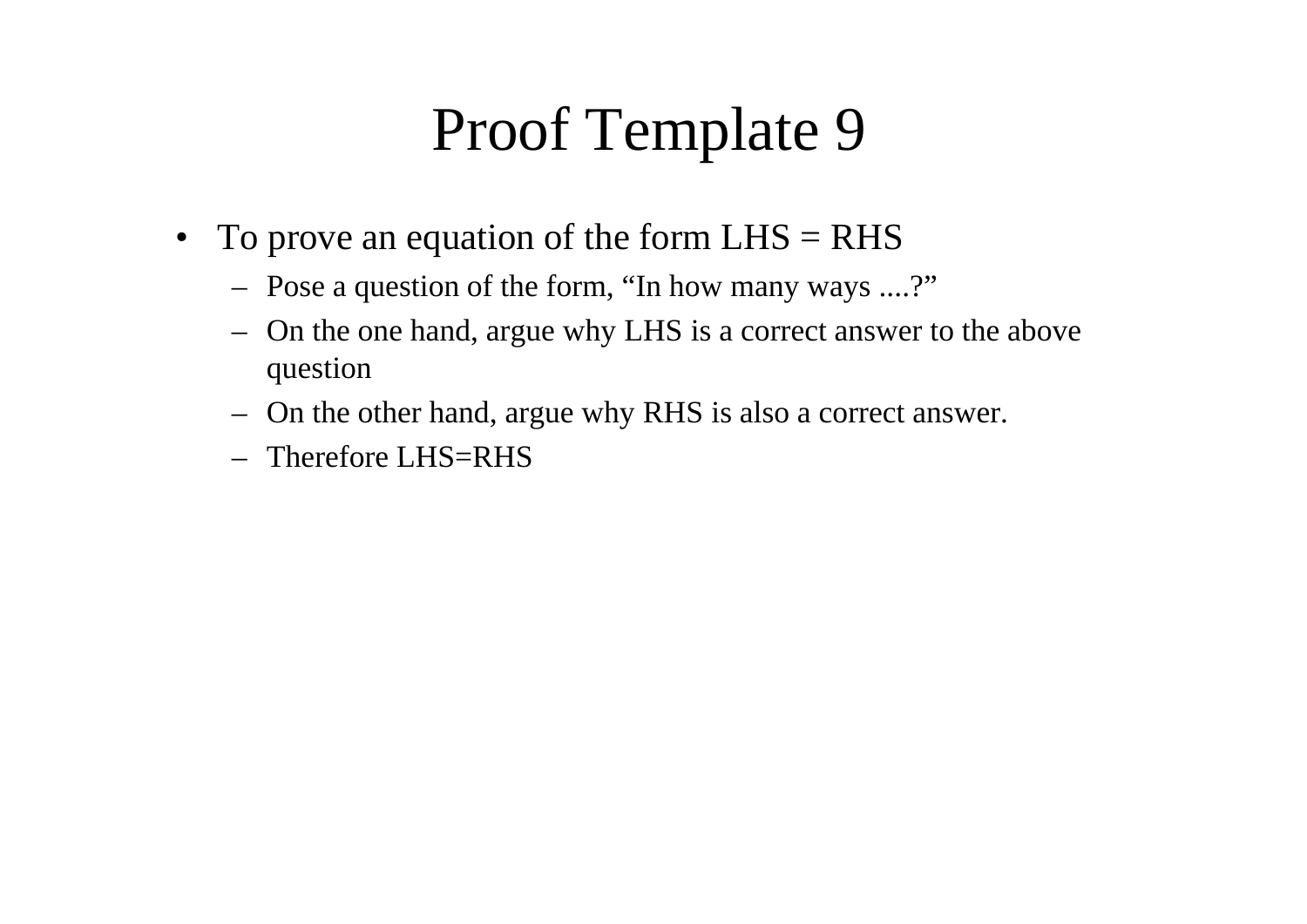# Proof Template 9

- To prove an equation of the form LHS = RHS
  - Pose a question of the form, "In how many ways ....?"
  - On the one hand, argue why LHS is a correct answer to the above question
  - On the other hand, argue why RHS is also a correct answer.
  - Therefore LHS=RHS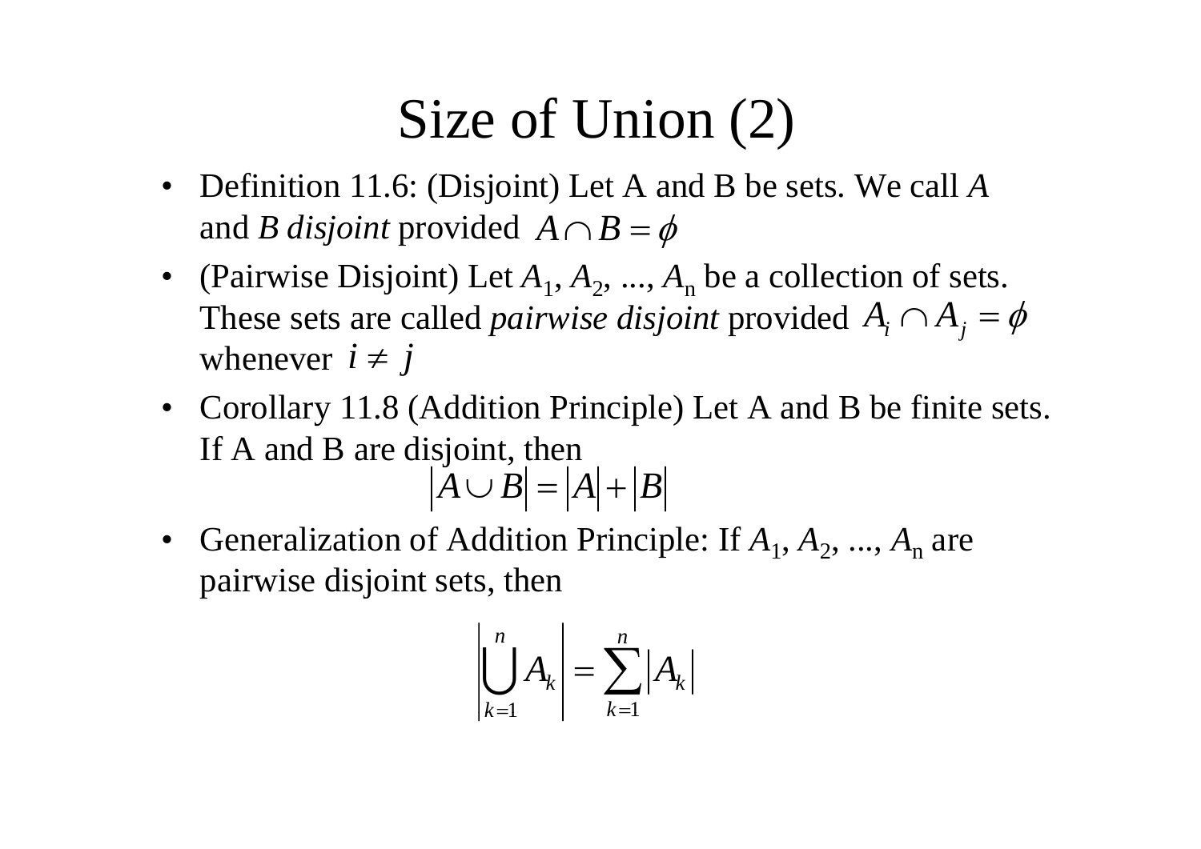# Size of Union (2)

- Definition 11.6: (Disjoint) Let A and B be sets. We call *A* and *B* *disjoint* provided $A \cap B = \phi$
- (Pairwise Disjoint) Let $A_1, A_2, ..., A_n$ be a collection of sets. These sets are called *pairwise disjoint* provided $A_i \cap A_j = \phi$ whenever $i \neq j$
- Corollary 11.8 (Addition Principle) Let A and B be finite sets. If A and B are disjoint, then

$$\left| A \cup B \right| = \left| A \right| + \left| B \right|$$

- Generalization of Addition Principle: If $A_1, A_2, ..., A_n$ are pairwise disjoint sets, then

$$\left| \bigcup_{k=1}^{n} A_k \right| = \sum_{k=1}^{n} \left| A_k \right|$$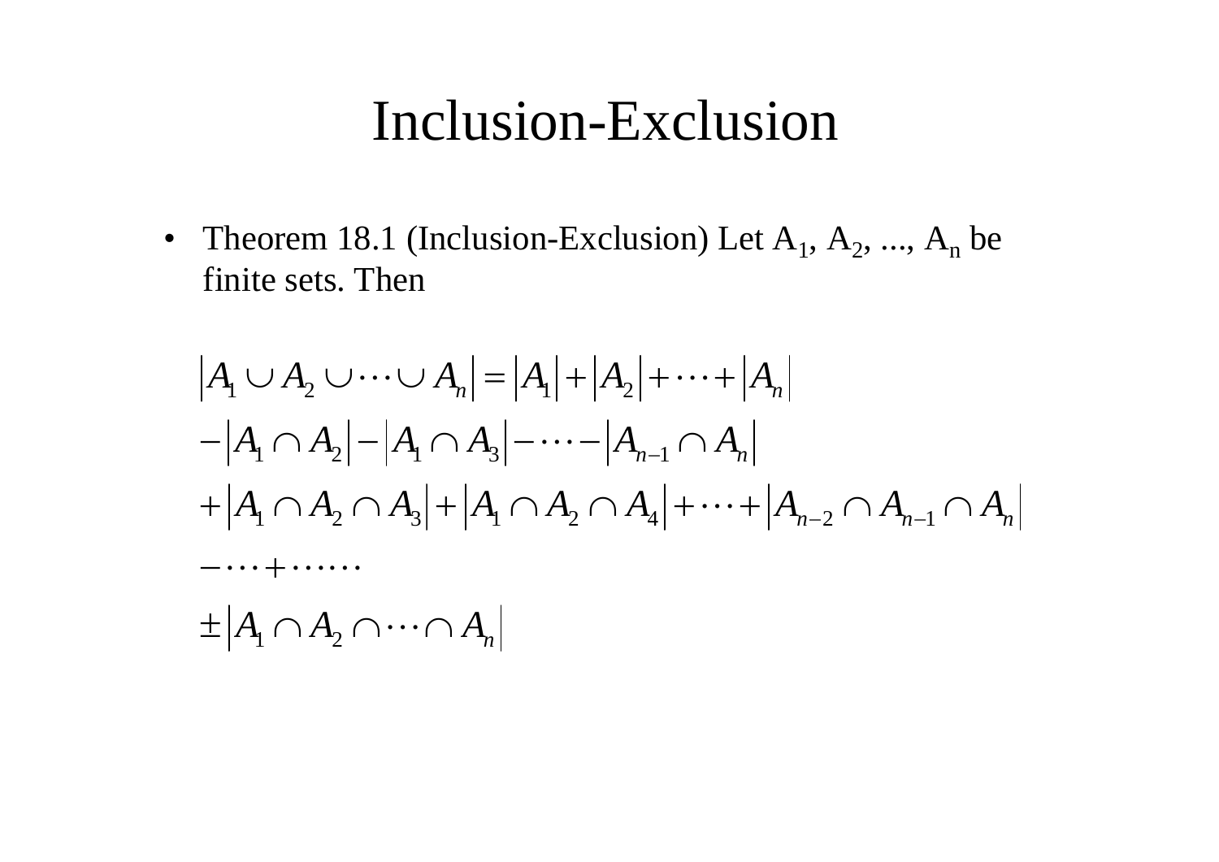# Inclusion-Exclusion

- Theorem 18.1 (Inclusion-Exclusion) Let $A_1$, $A_2$, ..., $A_n$ be finite sets. Then

$$
\begin{aligned}
&\left|A_1 \cup A_2 \cup \cdots \cup A_n\right| = \left|A_1\right| + \left|A_2\right| + \cdots + \left|A_n\right| \\
&- \left|A_1 \cap A_2\right| - \left|A_1 \cap A_3\right| - \cdots - \left|A_{n-1} \cap A_n\right| \\
&+ \left|A_1 \cap A_2 \cap A_3\right| + \left|A_1 \cap A_2 \cap A_4\right| + \cdots + \left|A_{n-2} \cap A_{n-1} \cap A_n\right| \\
&- \cdots + \cdots\cdots \\
&\pm \left|A_1 \cap A_2 \cap \cdots \cap A_n\right|
\end{aligned}
$$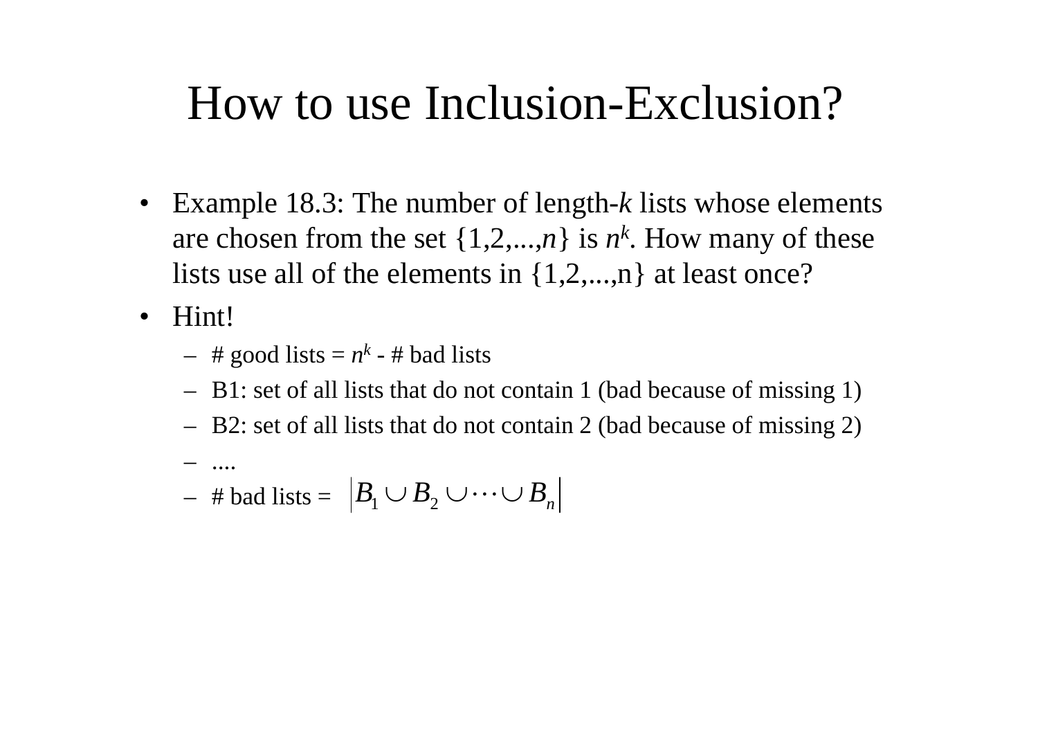# How to use Inclusion-Exclusion?

- Example 18.3: The number of length-$k$ lists whose elements are chosen from the set $\{1,2,...,n\}$ is $n^k$. How many of these lists use all of the elements in {1,2,...,n} at least once?
- Hint!
  - # good lists = $n^k$ - # bad lists
  - B1: set of all lists that do not contain 1 (bad because of missing 1)
  - B2: set of all lists that do not contain 2 (bad because of missing 2)
  - ....
  - # bad lists = $\left|B_1 \cup B_2 \cup \cdots \cup B_n\right|$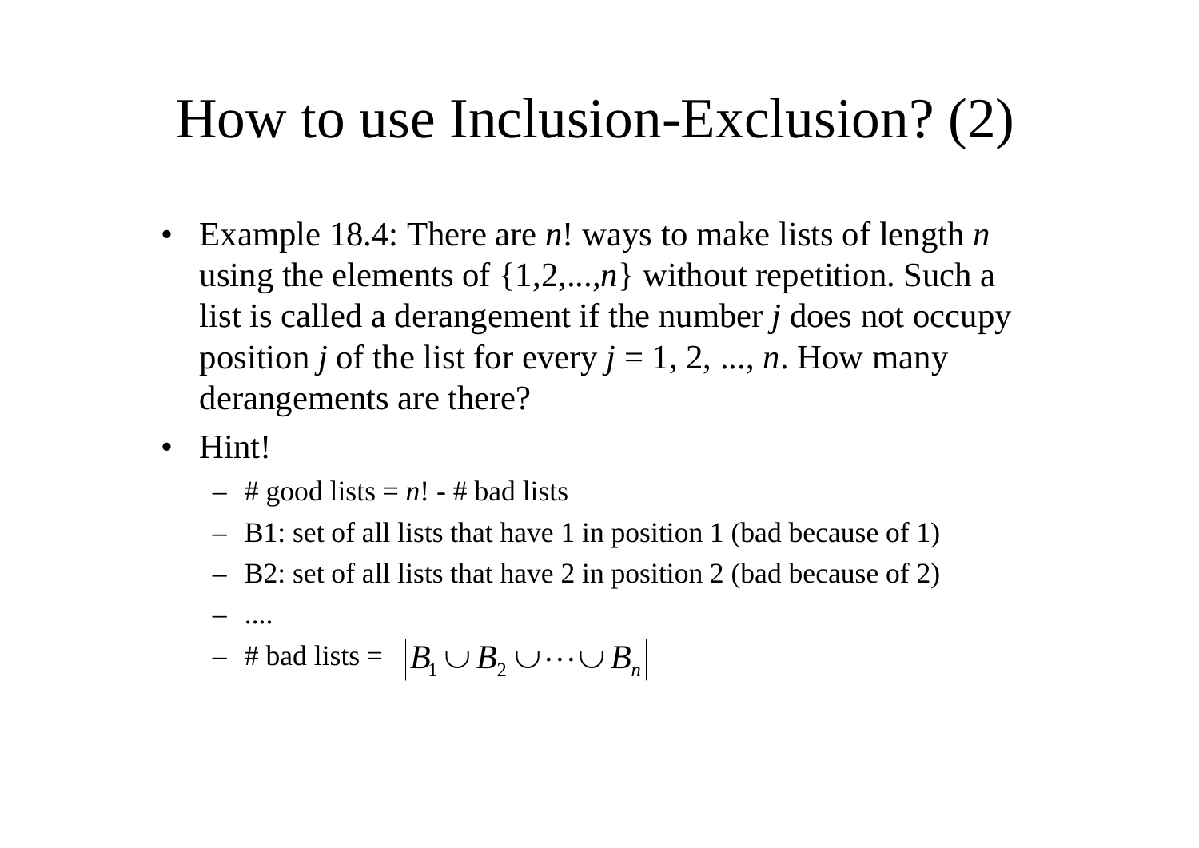# How to use Inclusion-Exclusion? (2)

- Example 18.4: There are $n!$ ways to make lists of length $n$ using the elements of $\{1,2,...,n\}$ without repetition. Such a list is called a derangement if the number $j$ does not occupy position $j$ of the list for every $j = 1, 2, ..., n$. How many derangements are there?
- Hint!
  - # good lists = $n!$ - # bad lists
  - B1: set of all lists that have 1 in position 1 (bad because of 1)
  - B2: set of all lists that have 2 in position 2 (bad because of 2)
  - ....
  - # bad lists = $\left|B_1 \cup B_2 \cup \cdots \cup B_n\right|$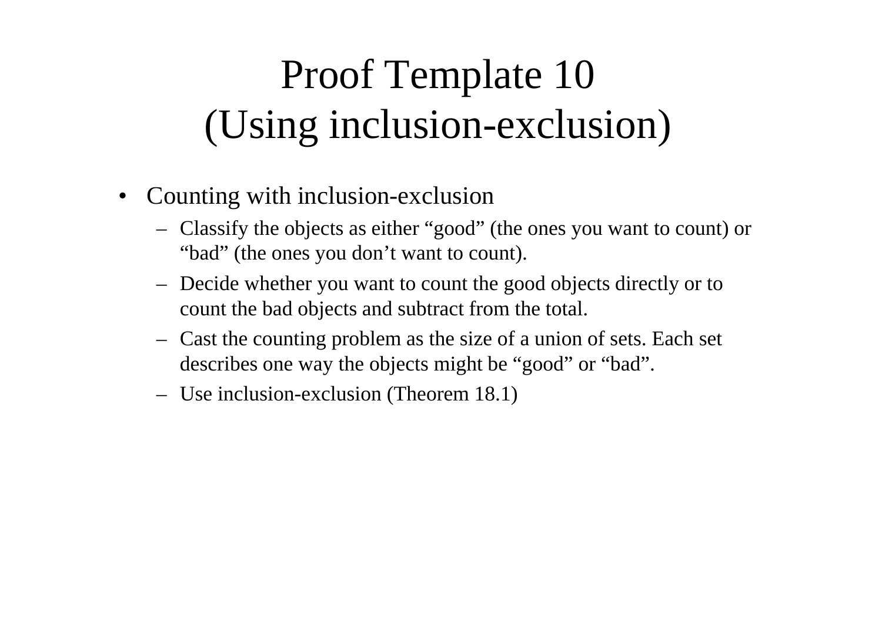# Proof Template 10 (Using inclusion-exclusion)

- Counting with inclusion-exclusion
  - Classify the objects as either "good" (the ones you want to count) or "bad" (the ones you don't want to count).
  - Decide whether you want to count the good objects directly or to count the bad objects and subtract from the total.
  - Cast the counting problem as the size of a union of sets. Each set describes one way the objects might be "good" or "bad".
  - Use inclusion-exclusion (Theorem 18.1)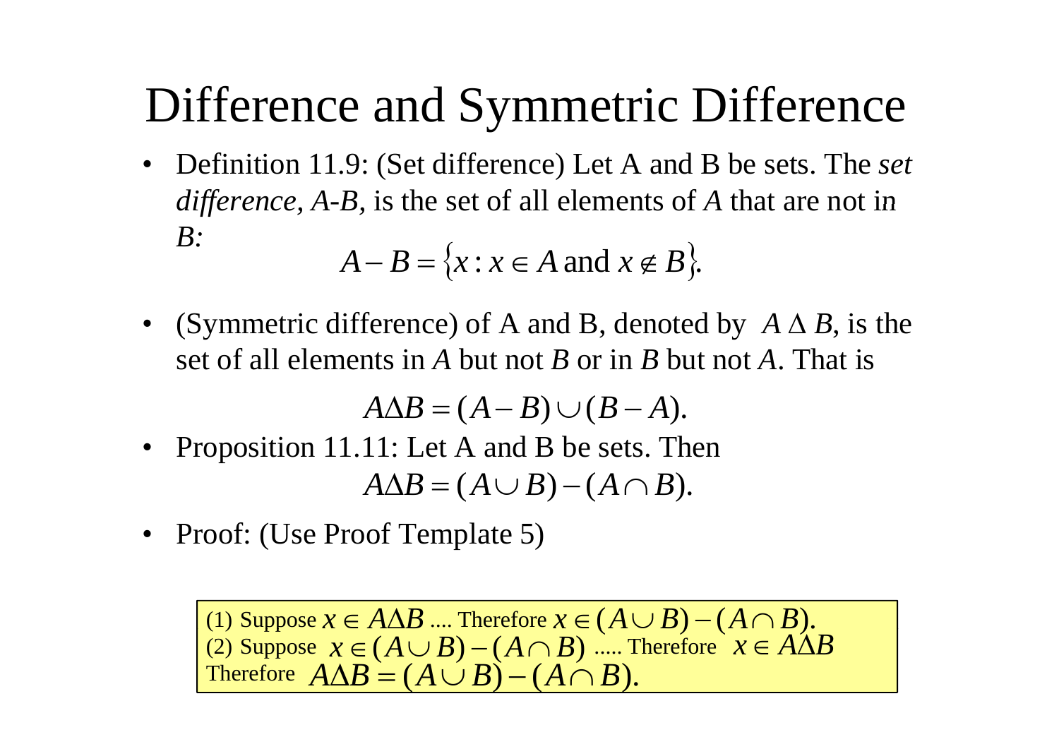# Difference and Symmetric Difference

- Definition 11.9: (Set difference) Let A and B be sets. The *set difference, A-B,* is the set of all elements of *A* that are not in *B:*

$$A - B = \{x : x \in A \text{ and } x \notin B\}.$$

- (Symmetric difference) of A and B, denoted by $A \Delta B$, is the set of all elements in *A* but not *B* or in *B* but not *A*. That is

$$A \Delta B = (A - B) \cup (B - A).$$

- Proposition 11.11: Let A and B be sets. Then

$$A \Delta B = (A \cup B) - (A \cap B).$$

- Proof: (Use Proof Template 5)

(1) Suppose $x \in A \Delta B$ .... Therefore $x \in (A \cup B) - (A \cap B)$.
(2) Suppose $x \in (A \cup B) - (A \cap B)$ ..... Therefore $x \in A \Delta B$
Therefore $A \Delta B = (A \cup B) - (A \cap B)$.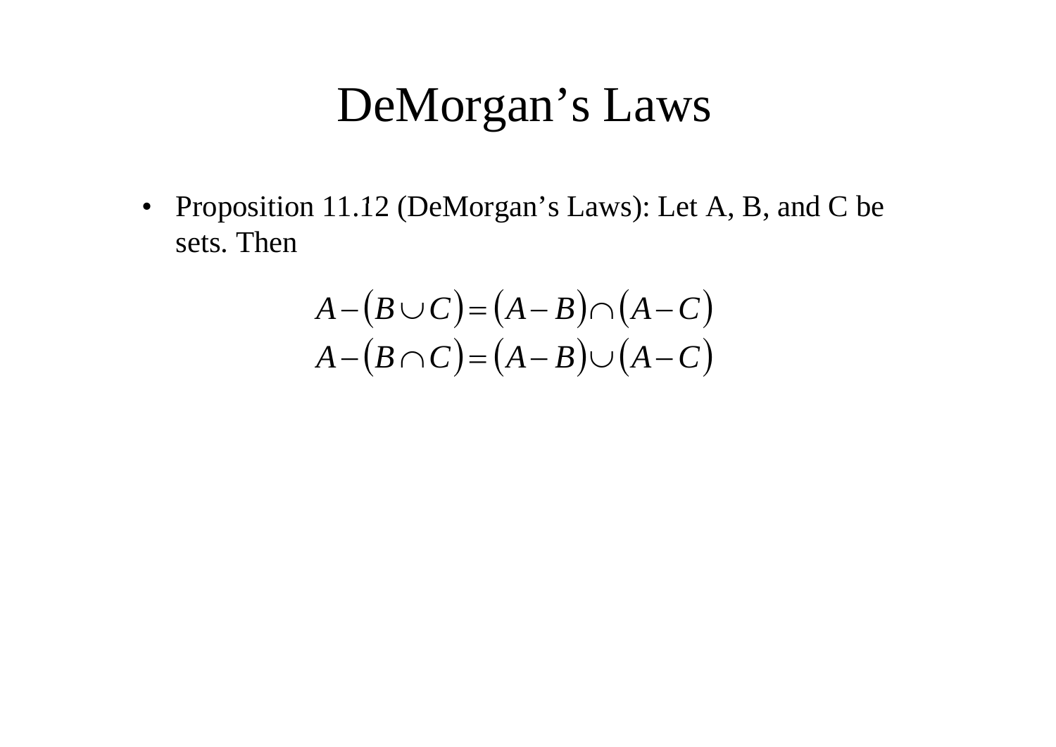# DeMorgan's Laws

- Proposition 11.12 (DeMorgan's Laws): Let A, B, and C be sets. Then

$$A - (B \cup C) = (A - B) \cap (A - C)$$
$$A - (B \cap C) = (A - B) \cup (A - C)$$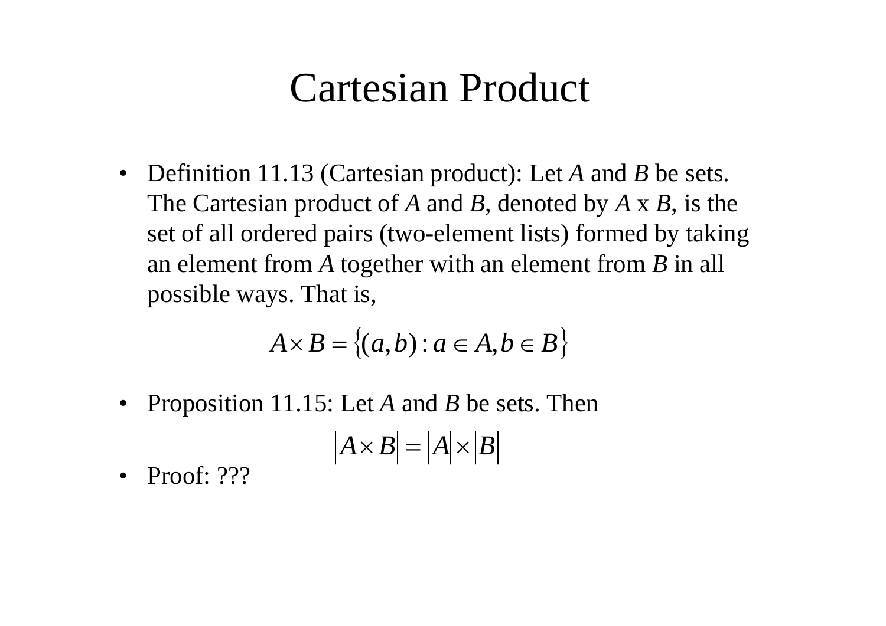# Cartesian Product

- Definition 11.13 (Cartesian product): Let *A* and *B* be sets. The Cartesian product of *A* and *B*, denoted by *A* x *B*, is the set of all ordered pairs (two-element lists) formed by taking an element from *A* together with an element from *B* in all possible ways. That is,

$$A \times B = \{(a,b) : a \in A, b \in B\}$$

- Proposition 11.15: Let *A* and *B* be sets. Then

$$|A \times B| = |A| \times |B|$$

- Proof: ???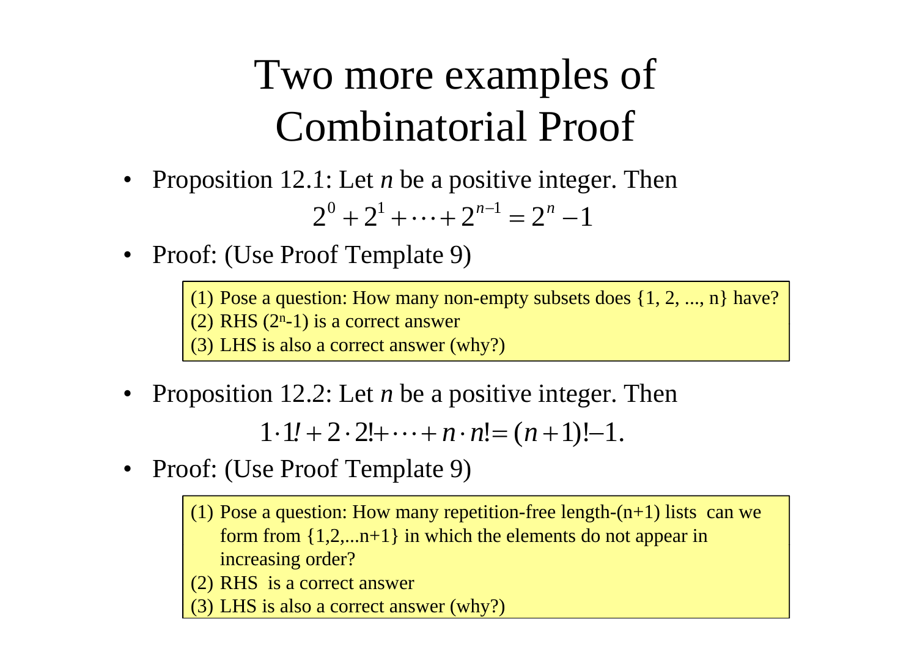# Two more examples of Combinatorial Proof

- Proposition 12.1: Let *n* be a positive integer. Then

$$2^0 + 2^1 + \cdots + 2^{n-1} = 2^n - 1$$

- Proof: (Use Proof Template 9)

> (1) Pose a question: How many non-empty subsets does {1, 2, ..., n} have?
> (2) RHS ($2^n$-1) is a correct answer
> (3) LHS is also a correct answer (why?)

- Proposition 12.2: Let *n* be a positive integer. Then

$$1 \cdot 1! + 2 \cdot 2! + \cdots + n \cdot n! = (n+1)! - 1.$$

- Proof: (Use Proof Template 9)

> (1) Pose a question: How many repetition-free length-(n+1) lists can we form from {1,2,...n+1} in which the elements do not appear in increasing order?
> (2) RHS is a correct answer
> (3) LHS is also a correct answer (why?)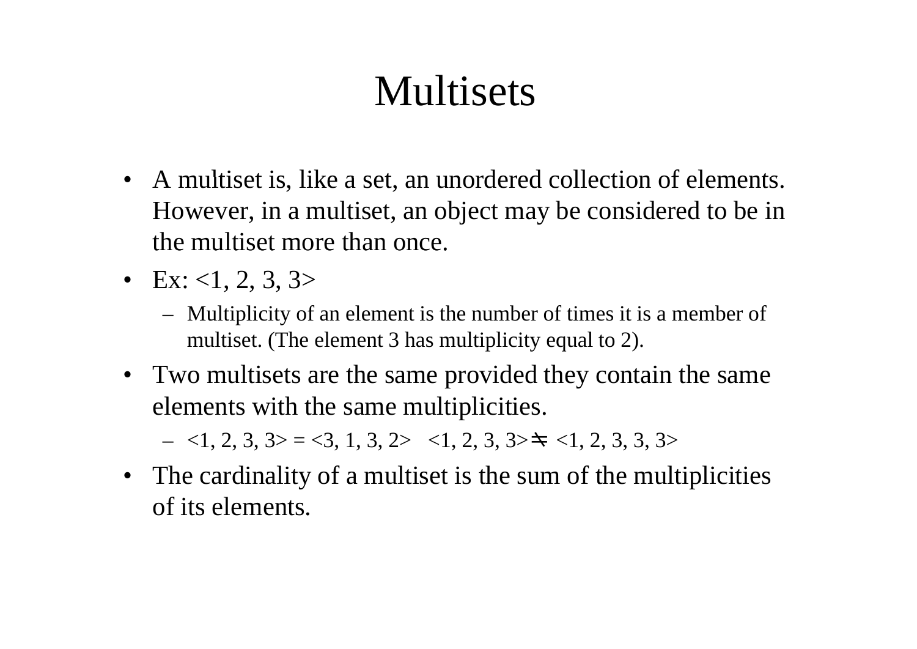# Multisets

- A multiset is, like a set, an unordered collection of elements. However, in a multiset, an object may be considered to be in the multiset more than once.
- Ex: <1, 2, 3, 3>
  - Multiplicity of an element is the number of times it is a member of multiset. (The element 3 has multiplicity equal to 2).
- Two multisets are the same provided they contain the same elements with the same multiplicities.
  - <1, 2, 3, 3> = <3, 1, 3, 2>   <1, 2, 3, 3> ≠ <1, 2, 3, 3, 3>
- The cardinality of a multiset is the sum of the multiplicities of its elements.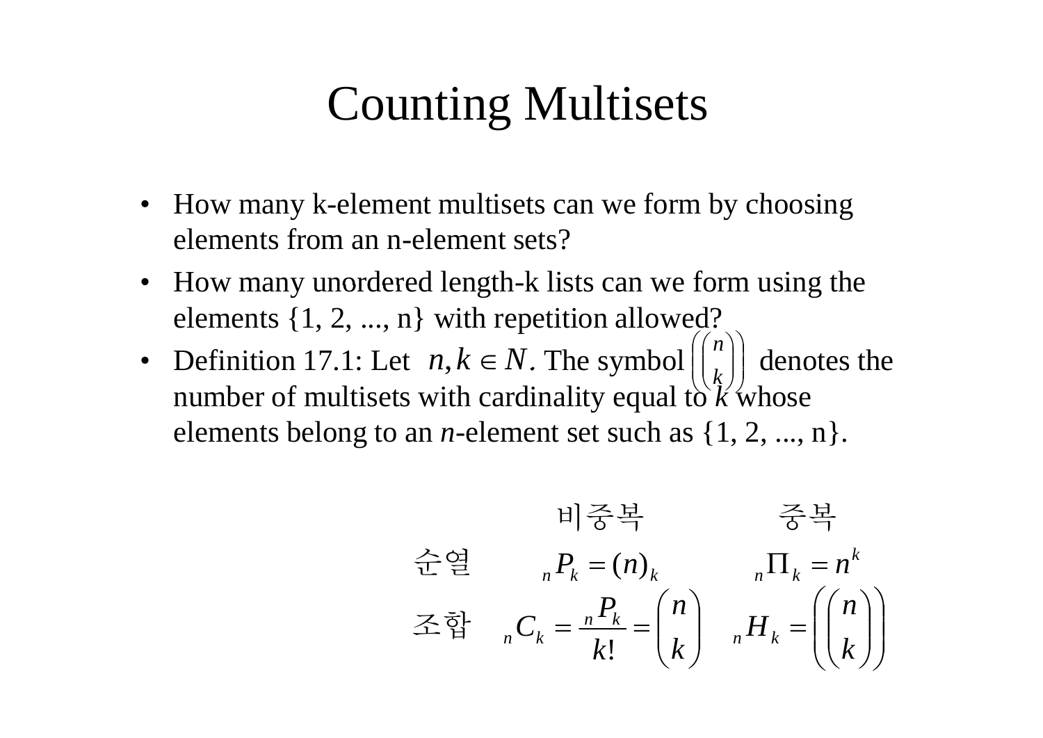# Counting Multisets

- How many k-element multisets can we form by choosing elements from an n-element sets?
- How many unordered length-k lists can we form using the elements {1, 2, ..., n} with repetition allowed?
- Definition 17.1: Let $n, k \in N$. The symbol $\left(\!\!\binom{n}{k}\!\!\right)$ denotes the number of multisets with cardinality equal to *k* whose elements belong to an *n*-element set such as {1, 2, ..., n}.

| | 비중복 | 중복 |
|---|---|---|
| 순열 | ${}_nP_k = (n)_k$ | ${}_n\Pi_k = n^k$ |
| 조합 | ${}_nC_k = \frac{{}_nP_k}{k!} = \binom{n}{k}$ | ${}_nH_k = \left(\!\!\binom{n}{k}\!\!\right)$ |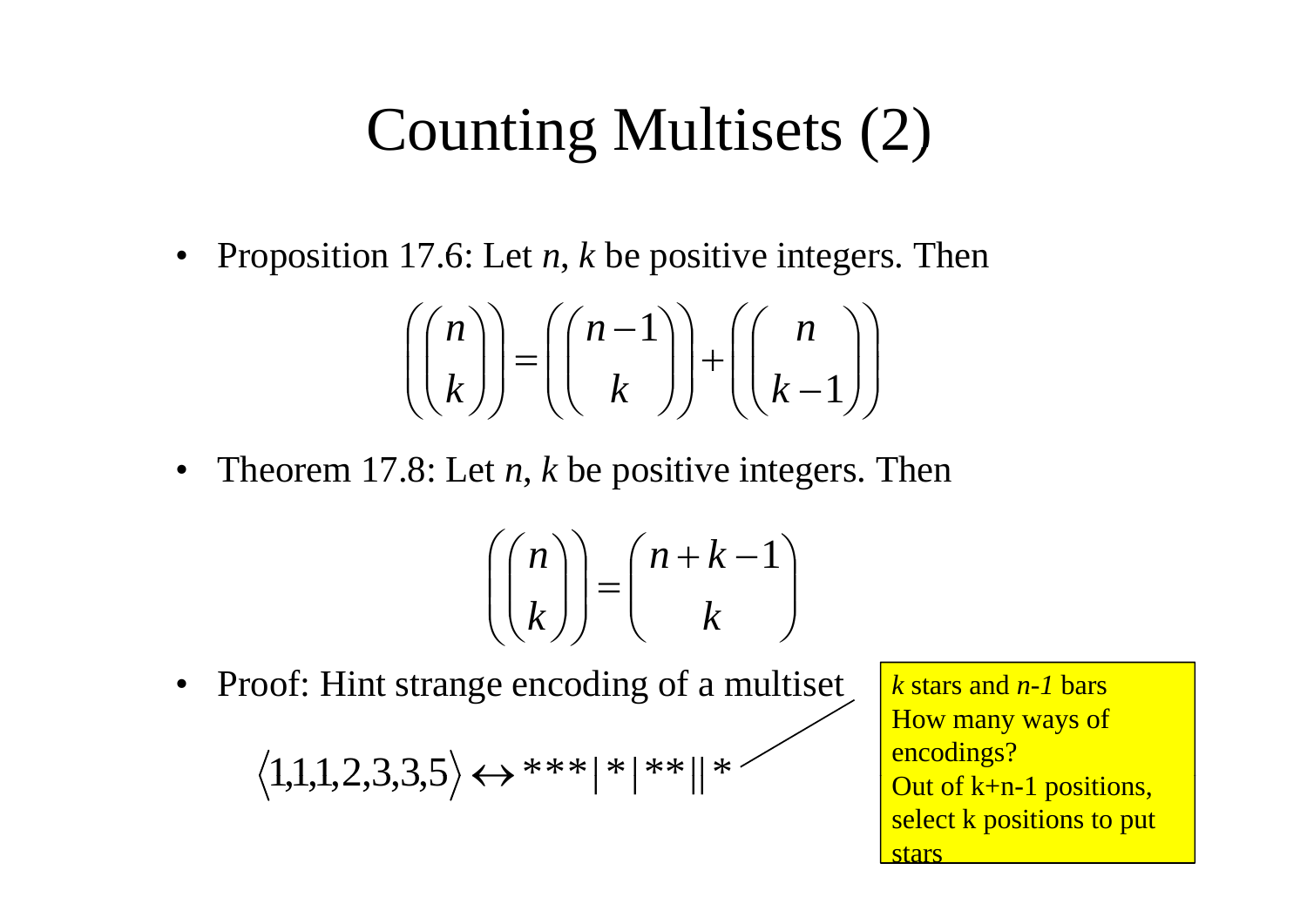# Counting Multisets (2)

- Proposition 17.6: Let *n*, *k* be positive integers. Then

$$\left(\!\!\binom{n}{k}\!\!\right) = \left(\!\!\binom{n-1}{k}\!\!\right) + \left(\!\!\binom{n}{k-1}\!\!\right)$$

- Theorem 17.8: Let *n*, *k* be positive integers. Then

$$\left(\!\!\binom{n}{k}\!\!\right) = \binom{n+k-1}{k}$$

- Proof: Hint strange encoding of a multiset

$$\langle 1,1,1,2,3,3,5 \rangle \leftrightarrow ***|*|**||*$$

*k* stars and *n-1* bars
How many ways of encodings?
Out of k+n-1 positions, select k positions to put stars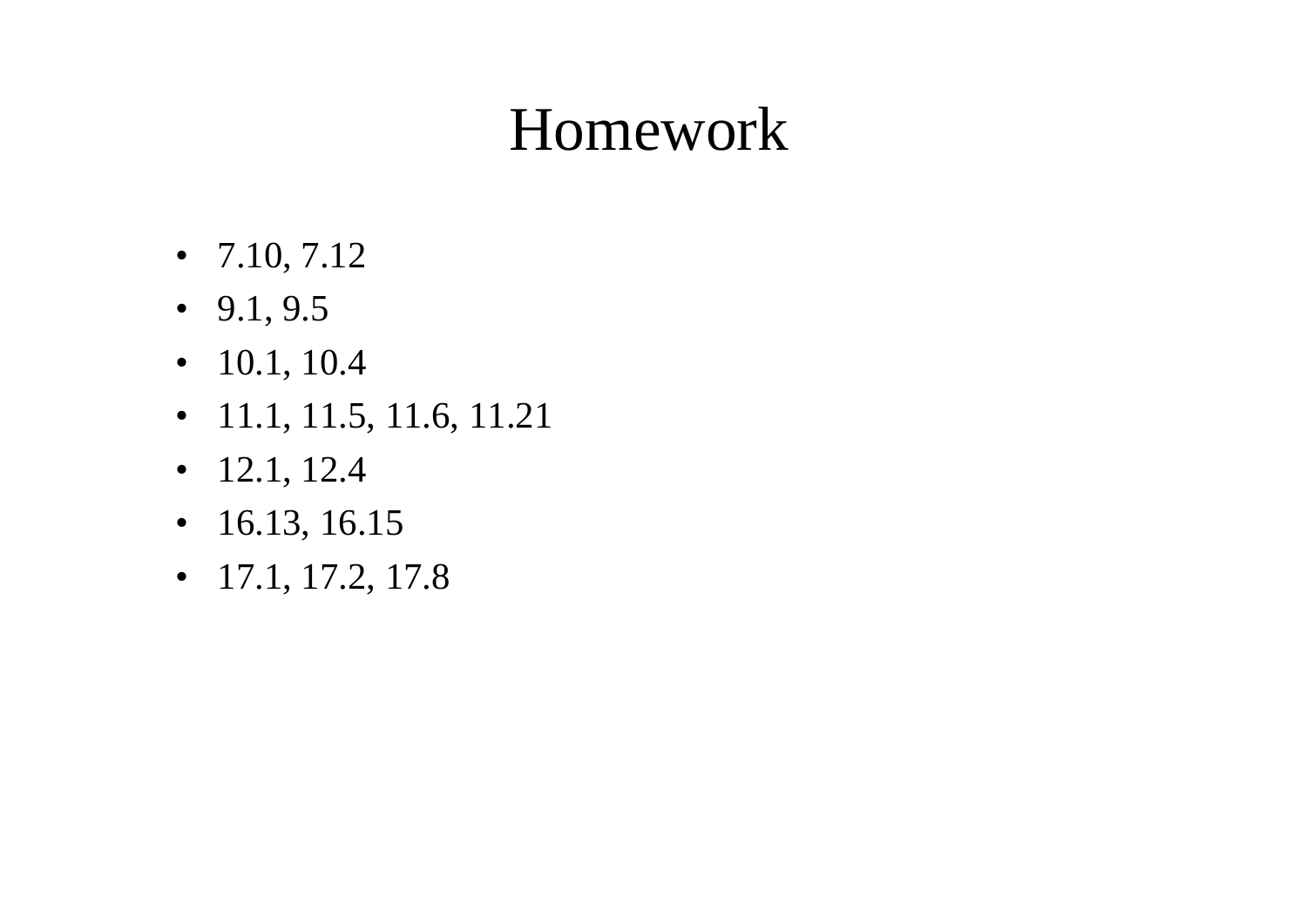# Homework

- 7.10, 7.12
- 9.1, 9.5
- 10.1, 10.4
- 11.1, 11.5, 11.6, 11.21
- 12.1, 12.4
- 16.13, 16.15
- 17.1, 17.2, 17.8